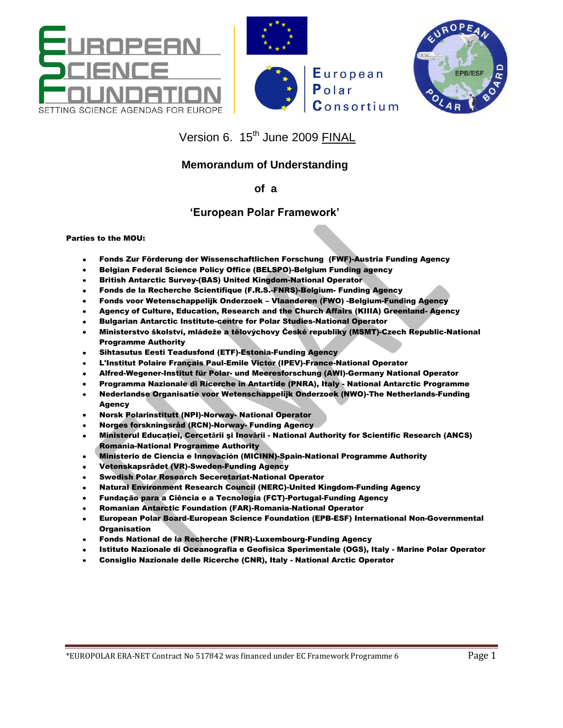Version 6. 15th June 2009 FINAL

## Memorandum of Understanding

## of a

## 'European Polar Framework'

**Parties to the MOU:**

- **Fonds Zur Förderung der Wissenschaftlichen Forschung (FWF)-Austria Funding Agency**
- **Belgian Federal Science Policy Office (BELSPO)-Belgium Funding agency**
- **British Antarctic Survey-(BAS) United Kingdom-National Operator**
- **Fonds de la Recherche Scientifique (F.R.S.-FNRS)-Belgium- Funding Agency**
- **Fonds voor Wetenschappelijk Onderzoek – Vlaanderen (FWO) -Belgium-Funding Agency**
- **Agency of Culture, Education, Research and the Church Affairs (KIIIA) Greenland- Agency**
- **Bulgarian Antarctic Institute-centre for Polar Studies-National Operator**
- **Ministerstvo školství, mládeže a tělovýchovy České republiky (MSMT)-Czech Republic-National Programme Authority**
- **Sihtasutus Eesti Teadusfond (ETF)-Estonia-Funding Agency**
- **L'Institut Polaire Français Paul-Emile Victor (IPEV)-France-National Operator**
- **Alfred-Wegener-Institut für Polar- und Meeresforschung (AWI)-Germany National Operator**
- **Programma Nazionale di Ricerche in Antartide (PNRA), Italy - National Antarctic Programme**
- **Nederlandse Organisatie voor Wetenschappelijk Onderzoek (NWO)-The Netherlands-Funding Agency**
- **Norsk Polarinstitutt (NPI)-Norway- National Operator**
- **Norges forskningsråd (RCN)-Norway- Funding Agency**
- **Ministerul Educației, Cercetării şi Inovării - National Authority for Scientific Research (ANCS) Romania-National Programme Authority**
- **Ministerio de Ciencia e Innovación (MICINN)-Spain-National Programme Authority**
- **Vetenskapsrådet (VR)-Sweden-Funding Agency**
- **Swedish Polar Research Seceretariat-National Operator**
- **Natural Environment Research Council (NERC)-United Kingdom-Funding Agency**
- **Fundação para a Ciência e a Tecnologia (FCT)-Portugal-Funding Agency**
- **Romanian Antarctic Foundation (FAR)-Romania-National Operator**
- **European Polar Board-European Science Foundation (EPB-ESF) International Non-Governmental Organisation**
- **Fonds National de la Recherche (FNR)-Luxembourg-Funding Agency**
- **Istituto Nazionale di Oceanografia e Geofisica Sperimentale (OGS), Italy - Marine Polar Operator**
- **Consiglio Nazionale delle Ricerche (CNR), Italy - National Arctic Operator**

*EUROPOLAR ERA-NET Contract No 517842 was financed under EC Framework Programme 6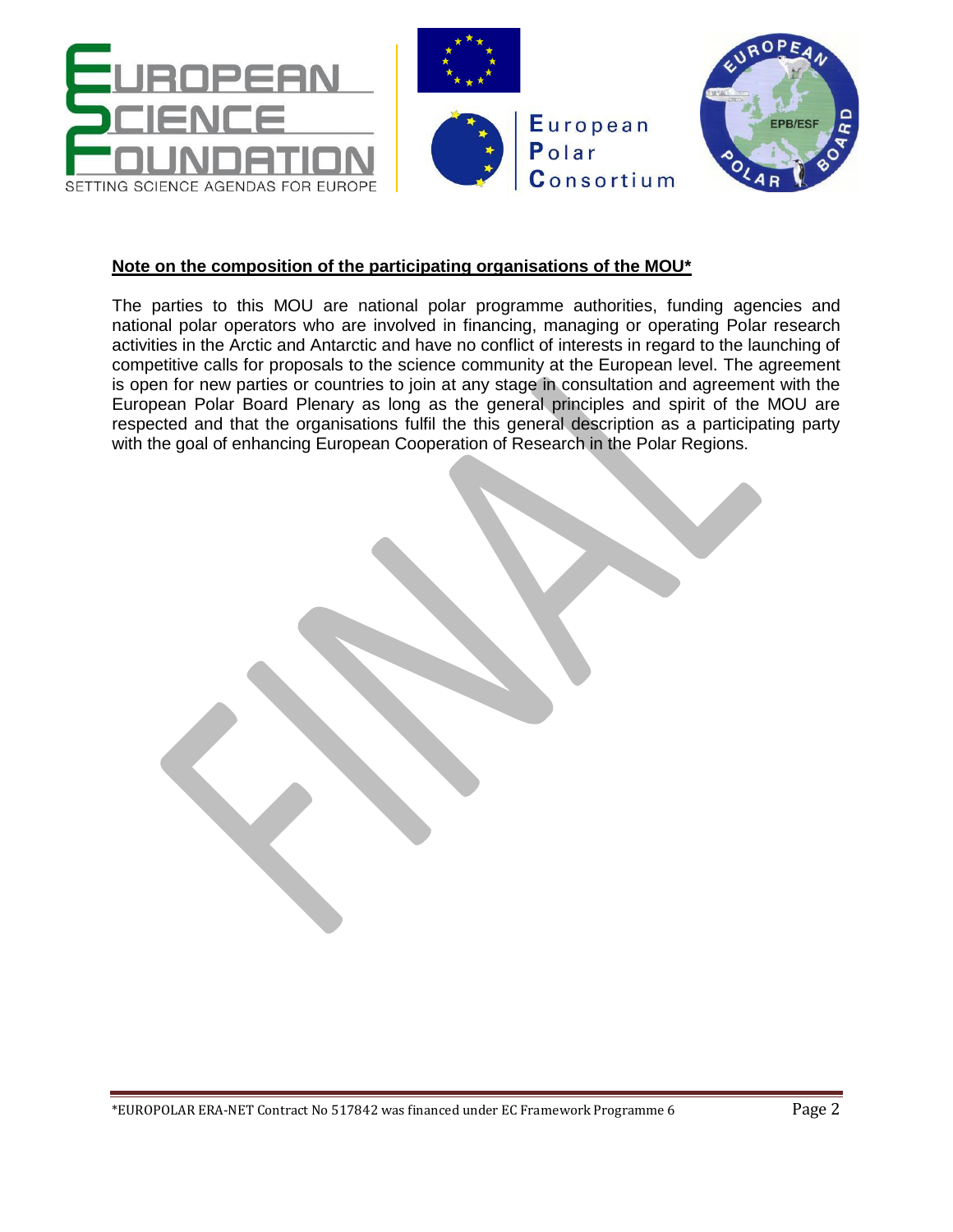**Note on the composition of the participating organisations of the MOU***

The parties to this MOU are national polar programme authorities, funding agencies and national polar operators who are involved in financing, managing or operating Polar research activities in the Arctic and Antarctic and have no conflict of interests in regard to the launching of competitive calls for proposals to the science community at the European level. The agreement is open for new parties or countries to join at any stage in consultation and agreement with the European Polar Board Plenary as long as the general principles and spirit of the MOU are respected and that the organisations fulfil the this general description as a participating party with the goal of enhancing European Cooperation of Research in the Polar Regions.

*EUROPOLAR ERA-NET Contract No 517842 was financed under EC Framework Programme 6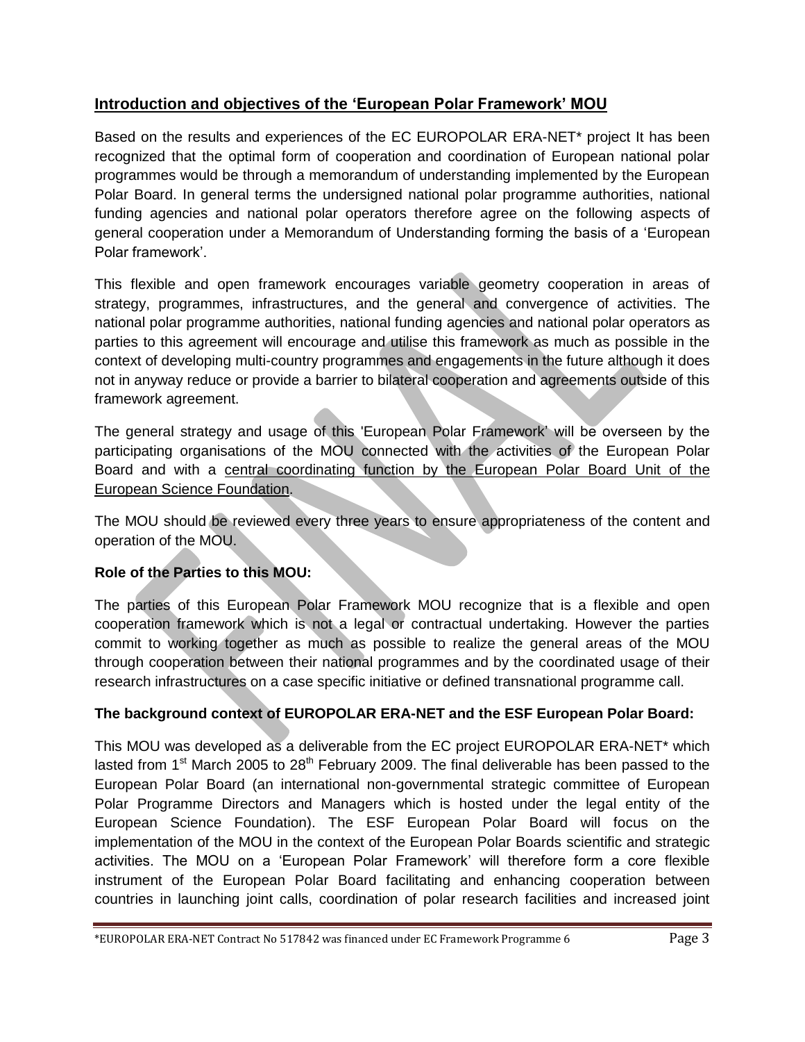## Introduction and objectives of the 'European Polar Framework' MOU

Based on the results and experiences of the EC EUROPOLAR ERA-NET* project It has been recognized that the optimal form of cooperation and coordination of European national polar programmes would be through a memorandum of understanding implemented by the European Polar Board. In general terms the undersigned national polar programme authorities, national funding agencies and national polar operators therefore agree on the following aspects of general cooperation under a Memorandum of Understanding forming the basis of a 'European Polar framework'.

This flexible and open framework encourages variable geometry cooperation in areas of strategy, programmes, infrastructures, and the general and convergence of activities. The national polar programme authorities, national funding agencies and national polar operators as parties to this agreement will encourage and utilise this framework as much as possible in the context of developing multi-country programmes and engagements in the future although it does not in anyway reduce or provide a barrier to bilateral cooperation and agreements outside of this framework agreement.

The general strategy and usage of this 'European Polar Framework' will be overseen by the participating organisations of the MOU connected with the activities of the European Polar Board and with a central coordinating function by the European Polar Board Unit of the European Science Foundation.

The MOU should be reviewed every three years to ensure appropriateness of the content and operation of the MOU.

### Role of the Parties to this MOU:

The parties of this European Polar Framework MOU recognize that is a flexible and open cooperation framework which is not a legal or contractual undertaking. However the parties commit to working together as much as possible to realize the general areas of the MOU through cooperation between their national programmes and by the coordinated usage of their research infrastructures on a case specific initiative or defined transnational programme call.

### The background context of EUROPOLAR ERA-NET and the ESF European Polar Board:

This MOU was developed as a deliverable from the EC project EUROPOLAR ERA-NET* which lasted from 1st March 2005 to 28th February 2009. The final deliverable has been passed to the European Polar Board (an international non-governmental strategic committee of European Polar Programme Directors and Managers which is hosted under the legal entity of the European Science Foundation). The ESF European Polar Board will focus on the implementation of the MOU in the context of the European Polar Boards scientific and strategic activities. The MOU on a 'European Polar Framework' will therefore form a core flexible instrument of the European Polar Board facilitating and enhancing cooperation between countries in launching joint calls, coordination of polar research facilities and increased joint

*EUROPOLAR ERA-NET Contract No 517842 was financed under EC Framework Programme 6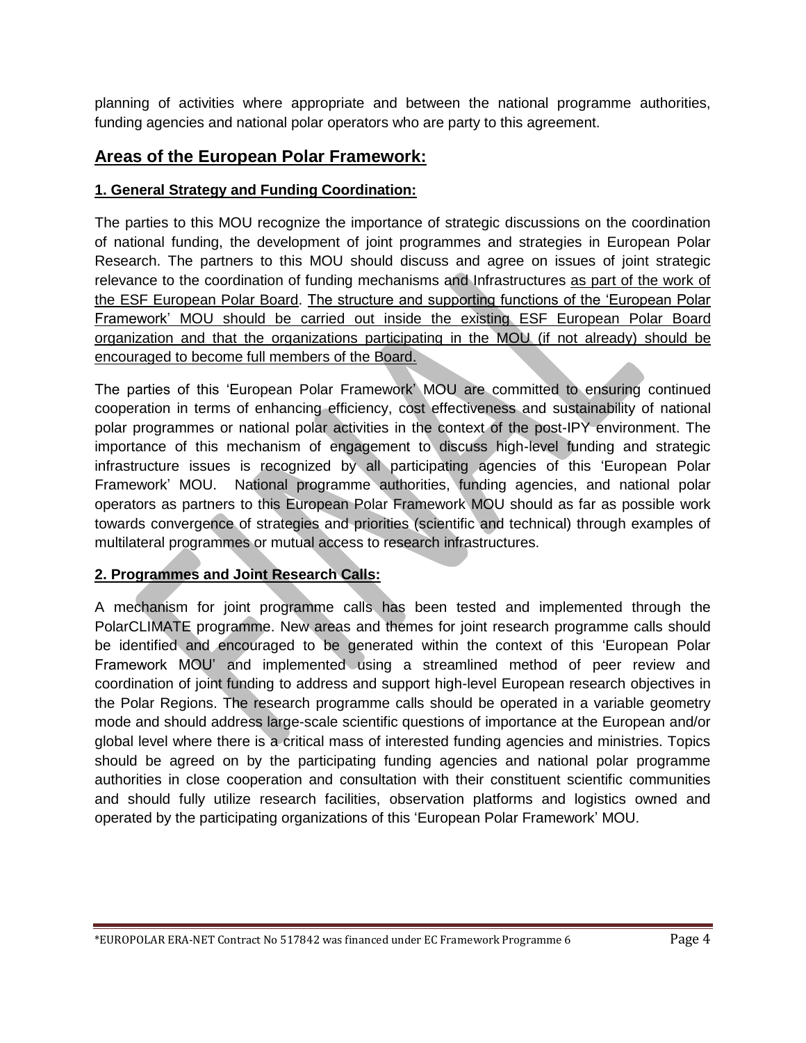planning of activities where appropriate and between the national programme authorities, funding agencies and national polar operators who are party to this agreement.

## Areas of the European Polar Framework:

### 1. General Strategy and Funding Coordination:

The parties to this MOU recognize the importance of strategic discussions on the coordination of national funding, the development of joint programmes and strategies in European Polar Research. The partners to this MOU should discuss and agree on issues of joint strategic relevance to the coordination of funding mechanisms and Infrastructures as part of the work of the ESF European Polar Board. The structure and supporting functions of the 'European Polar Framework' MOU should be carried out inside the existing ESF European Polar Board organization and that the organizations participating in the MOU (if not already) should be encouraged to become full members of the Board.

The parties of this 'European Polar Framework' MOU are committed to ensuring continued cooperation in terms of enhancing efficiency, cost effectiveness and sustainability of national polar programmes or national polar activities in the context of the post-IPY environment. The importance of this mechanism of engagement to discuss high-level funding and strategic infrastructure issues is recognized by all participating agencies of this 'European Polar Framework' MOU. National programme authorities, funding agencies, and national polar operators as partners to this European Polar Framework MOU should as far as possible work towards convergence of strategies and priorities (scientific and technical) through examples of multilateral programmes or mutual access to research infrastructures.

### 2. Programmes and Joint Research Calls:

A mechanism for joint programme calls has been tested and implemented through the PolarCLIMATE programme. New areas and themes for joint research programme calls should be identified and encouraged to be generated within the context of this 'European Polar Framework MOU' and implemented using a streamlined method of peer review and coordination of joint funding to address and support high-level European research objectives in the Polar Regions. The research programme calls should be operated in a variable geometry mode and should address large-scale scientific questions of importance at the European and/or global level where there is a critical mass of interested funding agencies and ministries. Topics should be agreed on by the participating funding agencies and national polar programme authorities in close cooperation and consultation with their constituent scientific communities and should fully utilize research facilities, observation platforms and logistics owned and operated by the participating organizations of this 'European Polar Framework' MOU.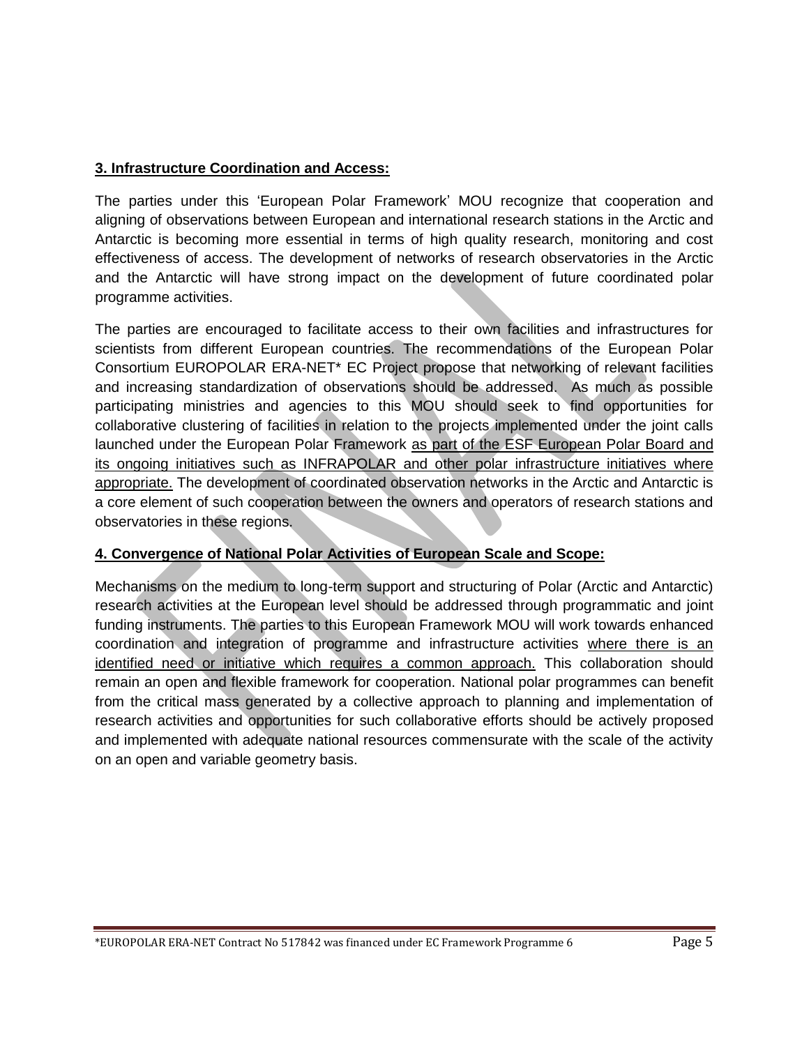**3. Infrastructure Coordination and Access:**

The parties under this 'European Polar Framework' MOU recognize that cooperation and aligning of observations between European and international research stations in the Arctic and Antarctic is becoming more essential in terms of high quality research, monitoring and cost effectiveness of access. The development of networks of research observatories in the Arctic and the Antarctic will have strong impact on the development of future coordinated polar programme activities.

The parties are encouraged to facilitate access to their own facilities and infrastructures for scientists from different European countries. The recommendations of the European Polar Consortium EUROPOLAR ERA-NET* EC Project propose that networking of relevant facilities and increasing standardization of observations should be addressed. As much as possible participating ministries and agencies to this MOU should seek to find opportunities for collaborative clustering of facilities in relation to the projects implemented under the joint calls launched under the European Polar Framework as part of the ESF European Polar Board and its ongoing initiatives such as INFRAPOLAR and other polar infrastructure initiatives where appropriate. The development of coordinated observation networks in the Arctic and Antarctic is a core element of such cooperation between the owners and operators of research stations and observatories in these regions.

**4. Convergence of National Polar Activities of European Scale and Scope:**

Mechanisms on the medium to long-term support and structuring of Polar (Arctic and Antarctic) research activities at the European level should be addressed through programmatic and joint funding instruments. The parties to this European Framework MOU will work towards enhanced coordination and integration of programme and infrastructure activities where there is an identified need or initiative which requires a common approach. This collaboration should remain an open and flexible framework for cooperation. National polar programmes can benefit from the critical mass generated by a collective approach to planning and implementation of research activities and opportunities for such collaborative efforts should be actively proposed and implemented with adequate national resources commensurate with the scale of the activity on an open and variable geometry basis.

*EUROPOLAR ERA-NET Contract No 517842 was financed under EC Framework Programme 6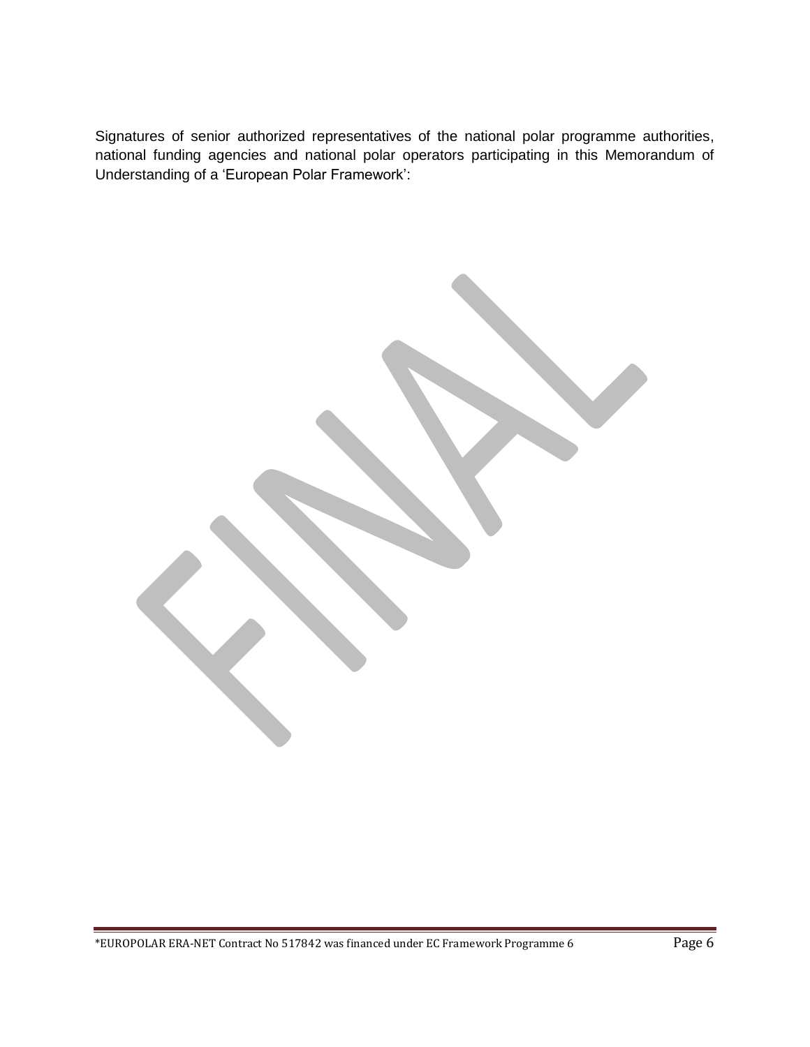Signatures of senior authorized representatives of the national polar programme authorities, national funding agencies and national polar operators participating in this Memorandum of Understanding of a 'European Polar Framework':

FINAL

*EUROPOLAR ERA-NET Contract No 517842 was financed under EC Framework Programme 6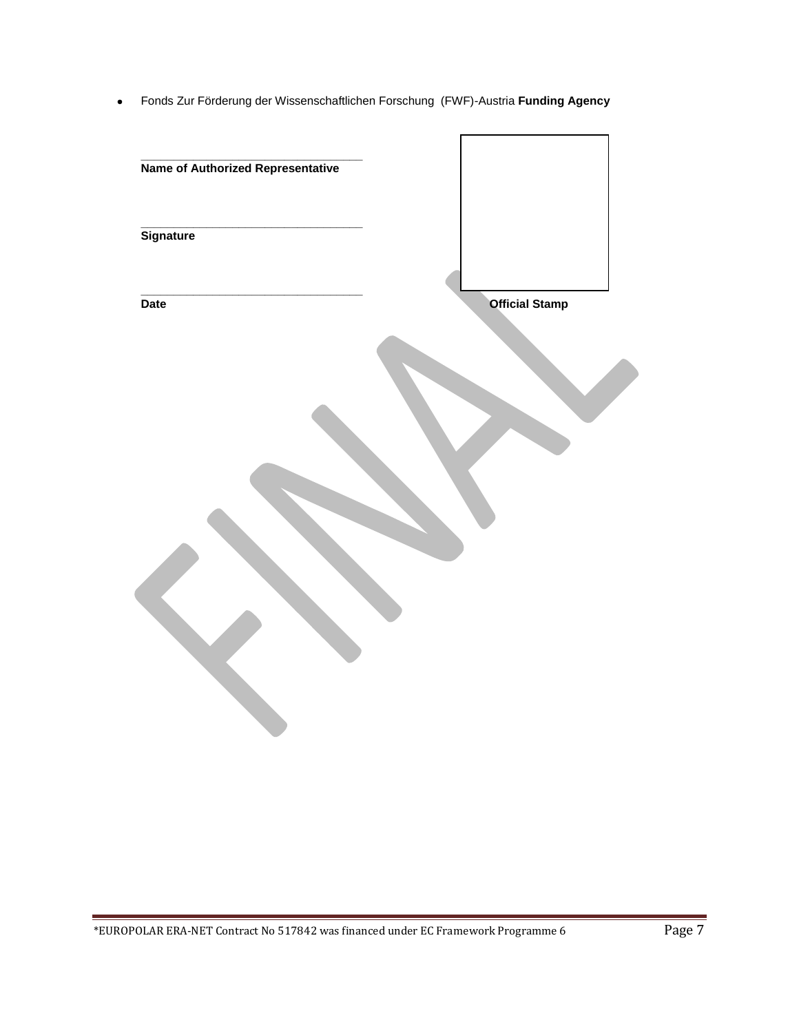- Fonds Zur Förderung der Wissenschaftlichen Forschung  (FWF)-Austria **Funding Agency**

___________________________________
**Name of Authorized Representative**

___________________________________
**Signature**

___________________________________
**Date**

**Official Stamp**

\*EUROPOLAR ERA-NET Contract No 517842 was financed under EC Framework Programme 6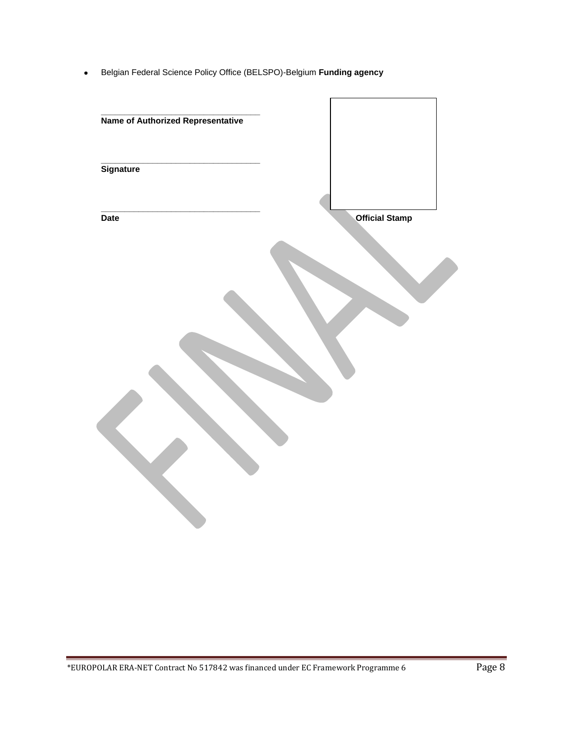- Belgian Federal Science Policy Office (BELSPO)-Belgium **Funding agency**

\_\_\_\_\_\_\_\_\_\_\_\_\_\_\_\_\_\_\_\_\_\_\_\_\_\_\_\_\_\_\_\_\_\_
**Name of Authorized Representative**

\_\_\_\_\_\_\_\_\_\_\_\_\_\_\_\_\_\_\_\_\_\_\_\_\_\_\_\_\_\_\_\_\_\_
**Signature**

\_\_\_\_\_\_\_\_\_\_\_\_\_\_\_\_\_\_\_\_\_\_\_\_\_\_\_\_\_\_\_\_\_\_
**Date**

**Official Stamp**

FINAL

\*EUROPOLAR ERA-NET Contract No 517842 was financed under EC Framework Programme 6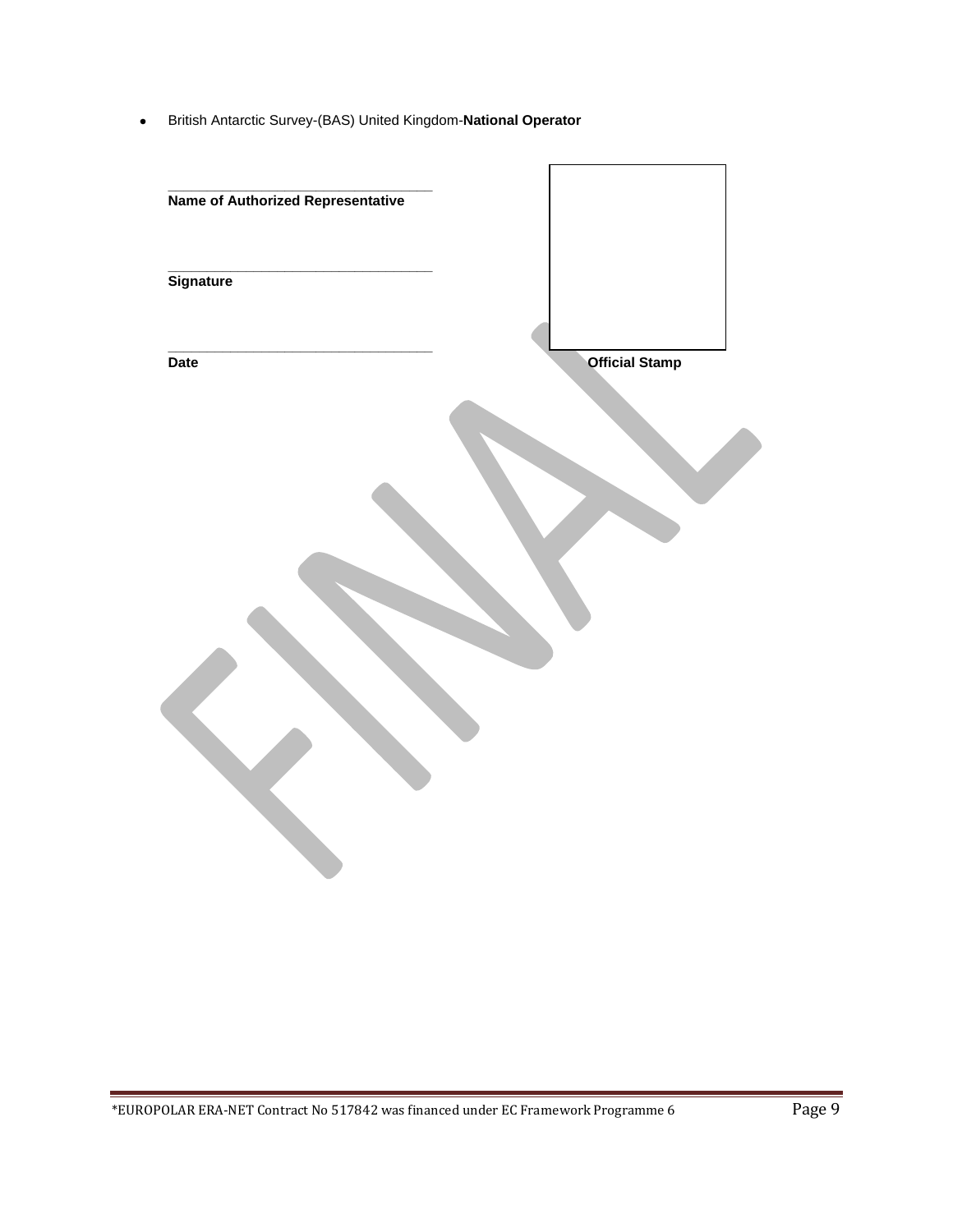- British Antarctic Survey-(BAS) United Kingdom-**National Operator**

\_\_\_\_\_\_\_\_\_\_\_\_\_\_\_\_\_\_\_\_\_\_\_\_\_\_\_\_\_\_\_\_\_\_\_
**Name of Authorized Representative**

\_\_\_\_\_\_\_\_\_\_\_\_\_\_\_\_\_\_\_\_\_\_\_\_\_\_\_\_\_\_\_\_\_\_\_
**Signature**

\_\_\_\_\_\_\_\_\_\_\_\_\_\_\_\_\_\_\_\_\_\_\_\_\_\_\_\_\_\_\_\_\_\_\_
**Date**

**Official Stamp**

FINAL

*EUROPOLAR ERA-NET Contract No 517842 was financed under EC Framework Programme 6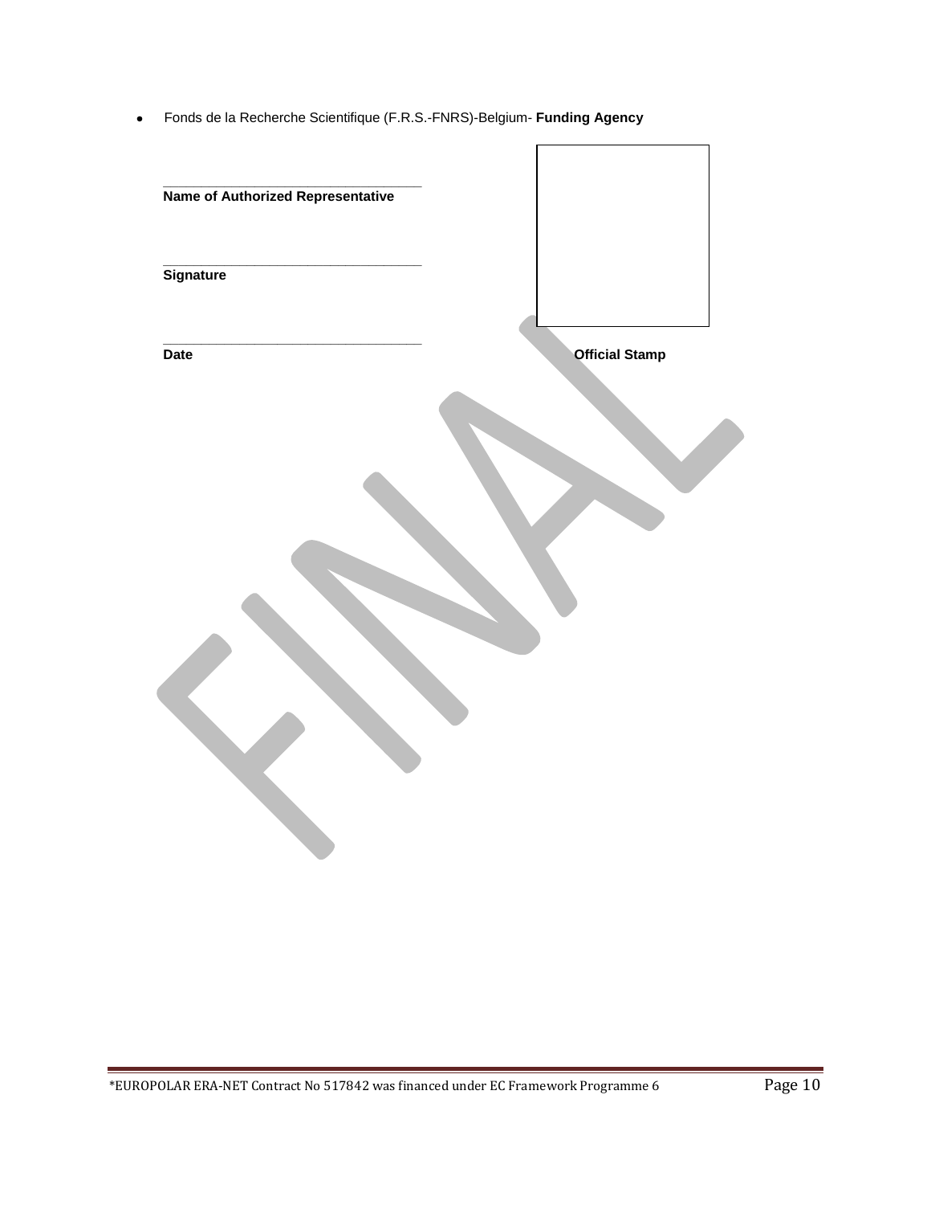- Fonds de la Recherche Scientifique (F.R.S.-FNRS)-Belgium- **Funding Agency**

\_\_\_\_\_\_\_\_\_\_\_\_\_\_\_\_\_\_\_\_\_\_\_\_\_\_\_\_\_\_\_\_\_\_
**Name of Authorized Representative**

\_\_\_\_\_\_\_\_\_\_\_\_\_\_\_\_\_\_\_\_\_\_\_\_\_\_\_\_\_\_\_\_\_\_
**Signature**

\_\_\_\_\_\_\_\_\_\_\_\_\_\_\_\_\_\_\_\_\_\_\_\_\_\_\_\_\_\_\_\_\_\_
**Date**

**Official Stamp**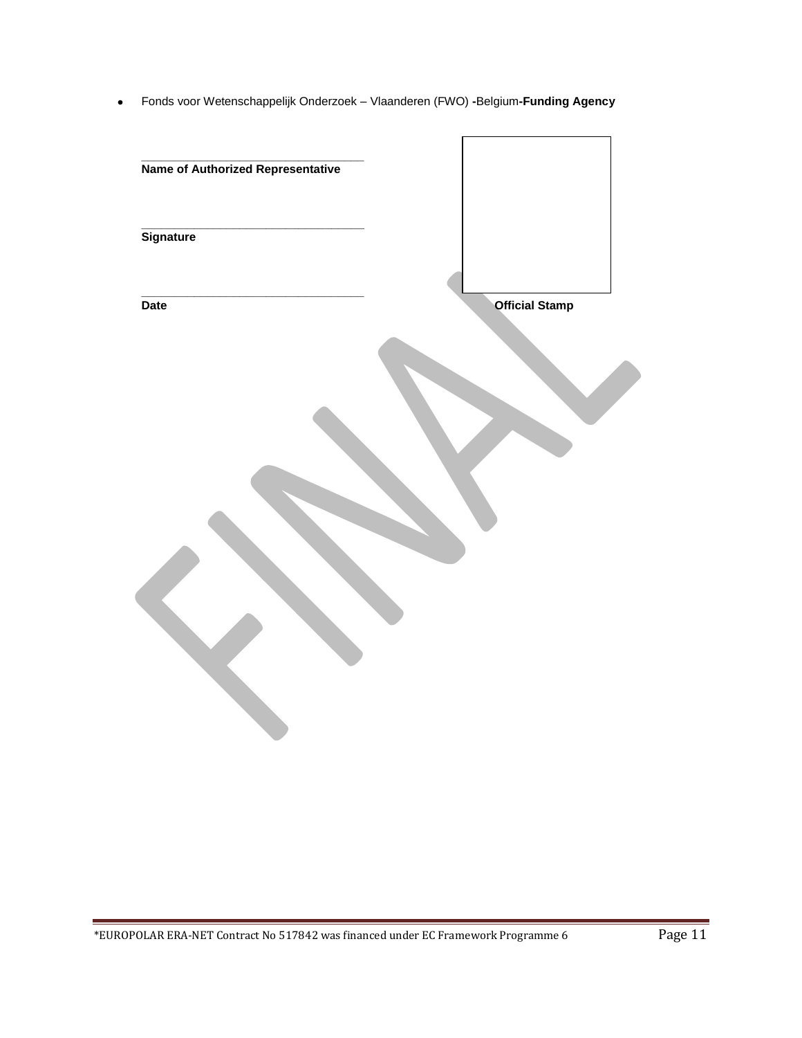- Fonds voor Wetenschappelijk Onderzoek – Vlaanderen (FWO) -Belgium**-Funding Agency**

\_\_\_\_\_\_\_\_\_\_\_\_\_\_\_\_\_\_\_\_\_\_\_\_\_\_\_\_\_\_\_\_\_\_\_

**Name of Authorized Representative**

\_\_\_\_\_\_\_\_\_\_\_\_\_\_\_\_\_\_\_\_\_\_\_\_\_\_\_\_\_\_\_\_\_\_\_

**Signature**

\_\_\_\_\_\_\_\_\_\_\_\_\_\_\_\_\_\_\_\_\_\_\_\_\_\_\_\_\_\_\_\_\_\_\_

**Date**

**Official Stamp**

FINAL

*EUROPOLAR ERA-NET Contract No 517842 was financed under EC Framework Programme 6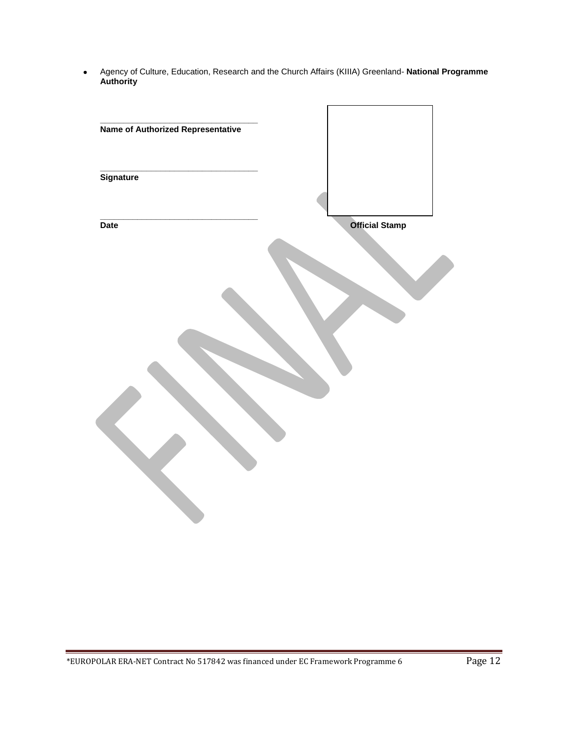- Agency of Culture, Education, Research and the Church Affairs (KIIIA) Greenland- **National Programme Authority**

\_\_\_\_\_\_\_\_\_\_\_\_\_\_\_\_\_\_\_\_\_\_\_\_\_\_\_\_\_\_\_\_\_\_
**Name of Authorized Representative**

\_\_\_\_\_\_\_\_\_\_\_\_\_\_\_\_\_\_\_\_\_\_\_\_\_\_\_\_\_\_\_\_\_\_
**Signature**

\_\_\_\_\_\_\_\_\_\_\_\_\_\_\_\_\_\_\_\_\_\_\_\_\_\_\_\_\_\_\_\_\_\_
**Date**

**Official Stamp**

FINAL

*EUROPOLAR ERA-NET Contract No 517842 was financed under EC Framework Programme 6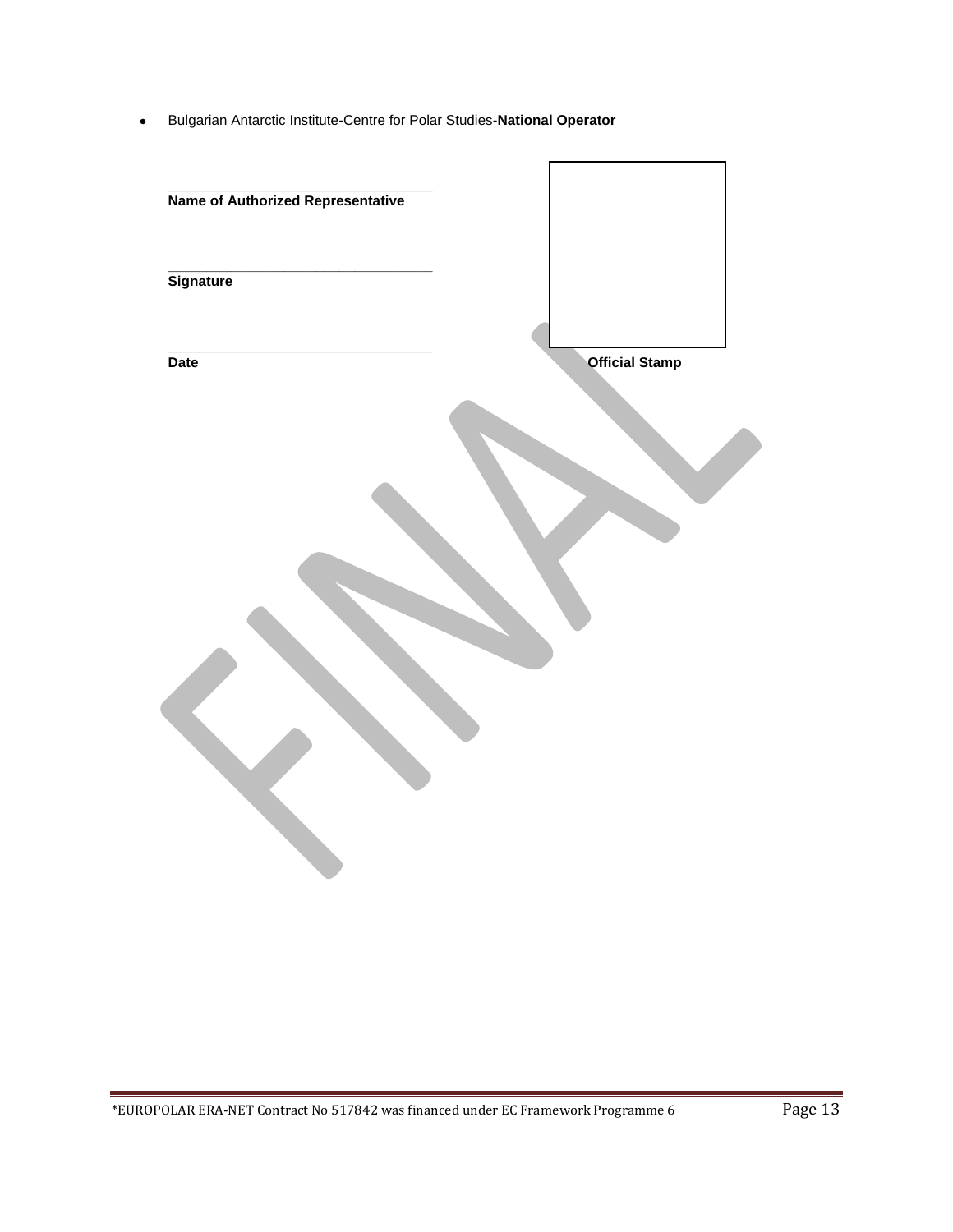- Bulgarian Antarctic Institute-Centre for Polar Studies-**National Operator**

\_\_\_\_\_\_\_\_\_\_\_\_\_\_\_\_\_\_\_\_\_\_\_\_\_\_\_\_\_\_\_\_\_\_\_
**Name of Authorized Representative**

\_\_\_\_\_\_\_\_\_\_\_\_\_\_\_\_\_\_\_\_\_\_\_\_\_\_\_\_\_\_\_\_\_\_\_
**Signature**

\_\_\_\_\_\_\_\_\_\_\_\_\_\_\_\_\_\_\_\_\_\_\_\_\_\_\_\_\_\_\_\_\_\_\_
**Date**

**Official Stamp**

FINAL

*EUROPOLAR ERA-NET Contract No 517842 was financed under EC Framework Programme 6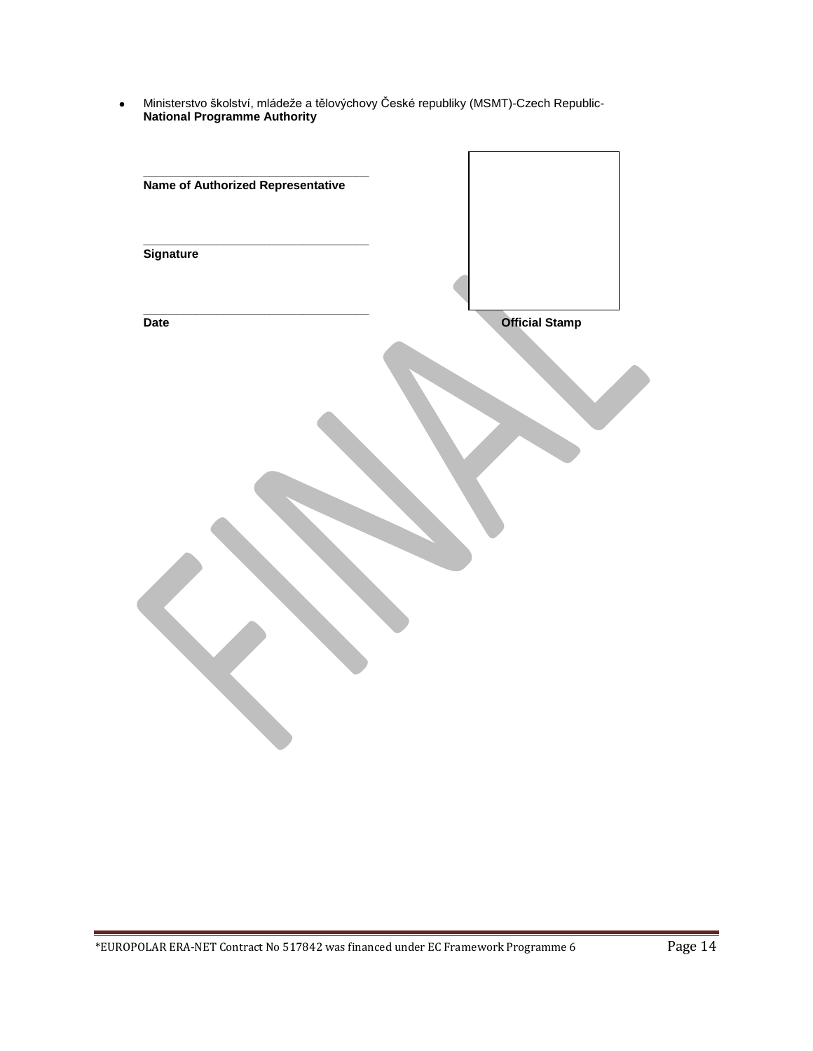- Ministerstvo školství, mládeže a tělovýchovy České republiky (MSMT)-Czech Republic-**National Programme Authority**

\_\_\_\_\_\_\_\_\_\_\_\_\_\_\_\_\_\_\_\_\_\_\_\_\_\_\_\_\_\_\_\_\_\_

**Name of Authorized Representative**

\_\_\_\_\_\_\_\_\_\_\_\_\_\_\_\_\_\_\_\_\_\_\_\_\_\_\_\_\_\_\_\_\_\_

**Signature**

\_\_\_\_\_\_\_\_\_\_\_\_\_\_\_\_\_\_\_\_\_\_\_\_\_\_\_\_\_\_\_\_\_\_

**Date**

**Official Stamp**

FINAL

*EUROPOLAR ERA-NET Contract No 517842 was financed under EC Framework Programme 6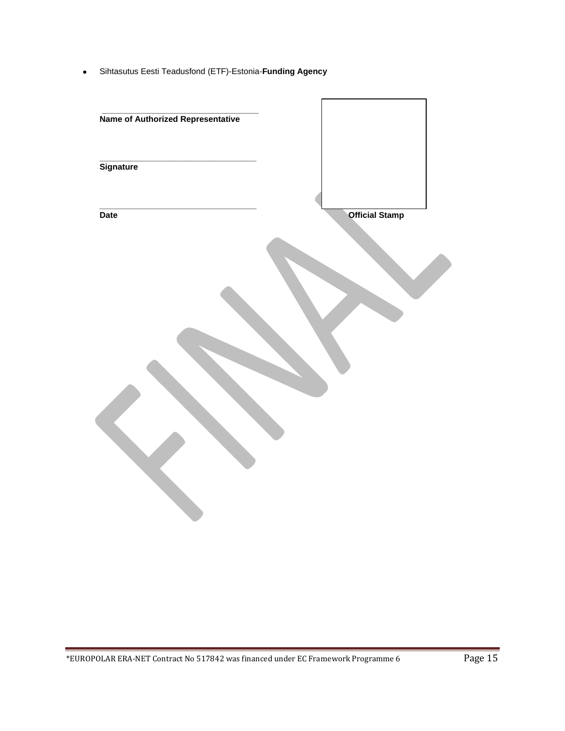- Sihtasutus Eesti Teadusfond (ETF)-Estonia-**Funding Agency**

___________________________________
**Name of Authorized Representative**

___________________________________
**Signature**

___________________________________
**Date**

**Official Stamp**

FINAL

*EUROPOLAR ERA-NET Contract No 517842 was financed under EC Framework Programme 6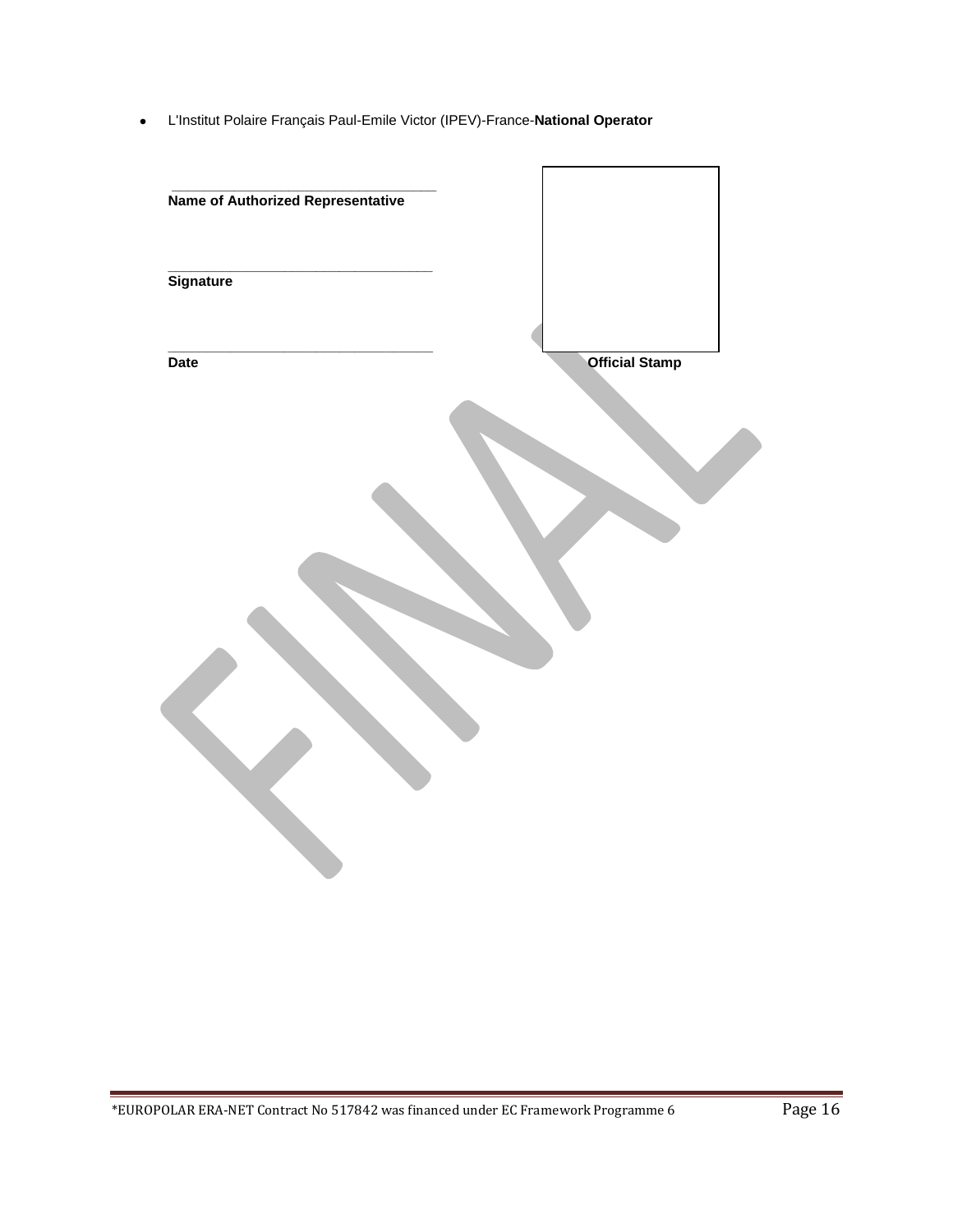- L'Institut Polaire Français Paul-Emile Victor (IPEV)-France-**National Operator**

\_\_\_\_\_\_\_\_\_\_\_\_\_\_\_\_\_\_\_\_\_\_\_\_\_\_\_\_\_\_\_\_\_\_\_
**Name of Authorized Representative**

\_\_\_\_\_\_\_\_\_\_\_\_\_\_\_\_\_\_\_\_\_\_\_\_\_\_\_\_\_\_\_\_\_\_\_
**Signature**

\_\_\_\_\_\_\_\_\_\_\_\_\_\_\_\_\_\_\_\_\_\_\_\_\_\_\_\_\_\_\_\_\_\_\_
**Date**

**Official Stamp**

FINAL

\*EUROPOLAR ERA-NET Contract No 517842 was financed under EC Framework Programme 6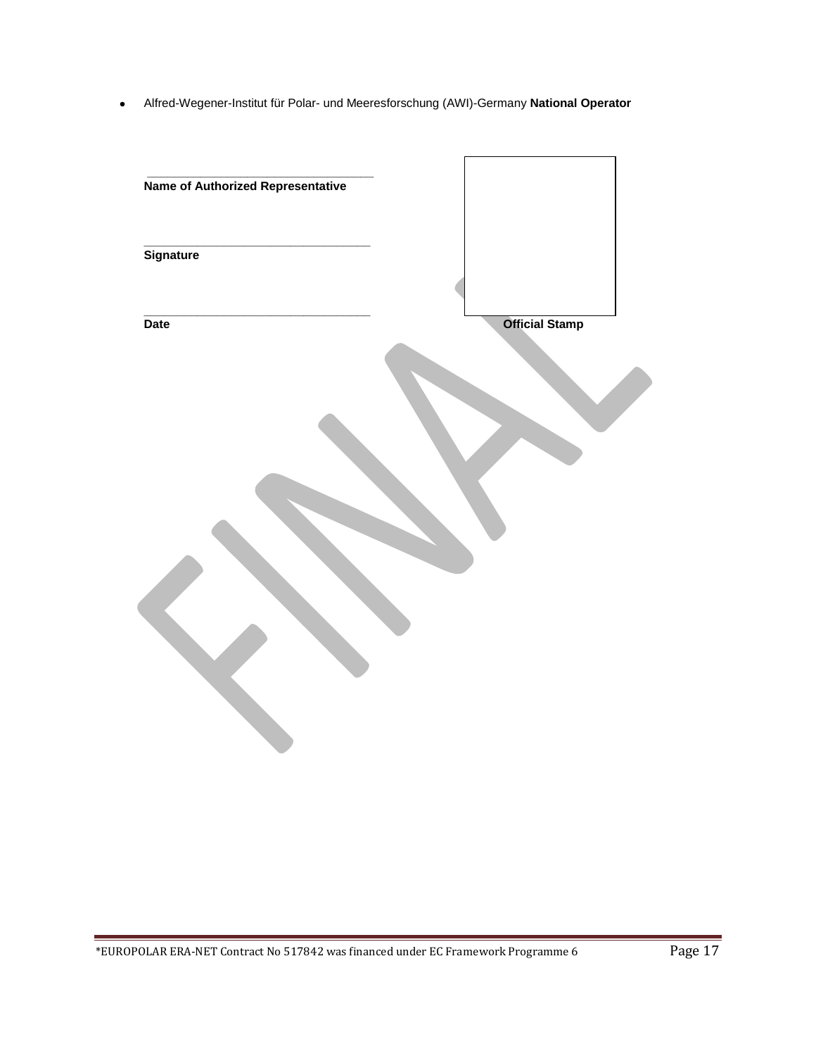- Alfred-Wegener-Institut für Polar- und Meeresforschung (AWI)-Germany **National Operator**

\_\_\_\_\_\_\_\_\_\_\_\_\_\_\_\_\_\_\_\_\_\_\_\_\_\_\_\_\_\_\_\_\_\_\_

**Name of Authorized Representative**

\_\_\_\_\_\_\_\_\_\_\_\_\_\_\_\_\_\_\_\_\_\_\_\_\_\_\_\_\_\_\_\_\_\_\_

**Signature**

\_\_\_\_\_\_\_\_\_\_\_\_\_\_\_\_\_\_\_\_\_\_\_\_\_\_\_\_\_\_\_\_\_\_\_

**Date**

**Official Stamp**

*EUROPOLAR ERA-NET Contract No 517842 was financed under EC Framework Programme 6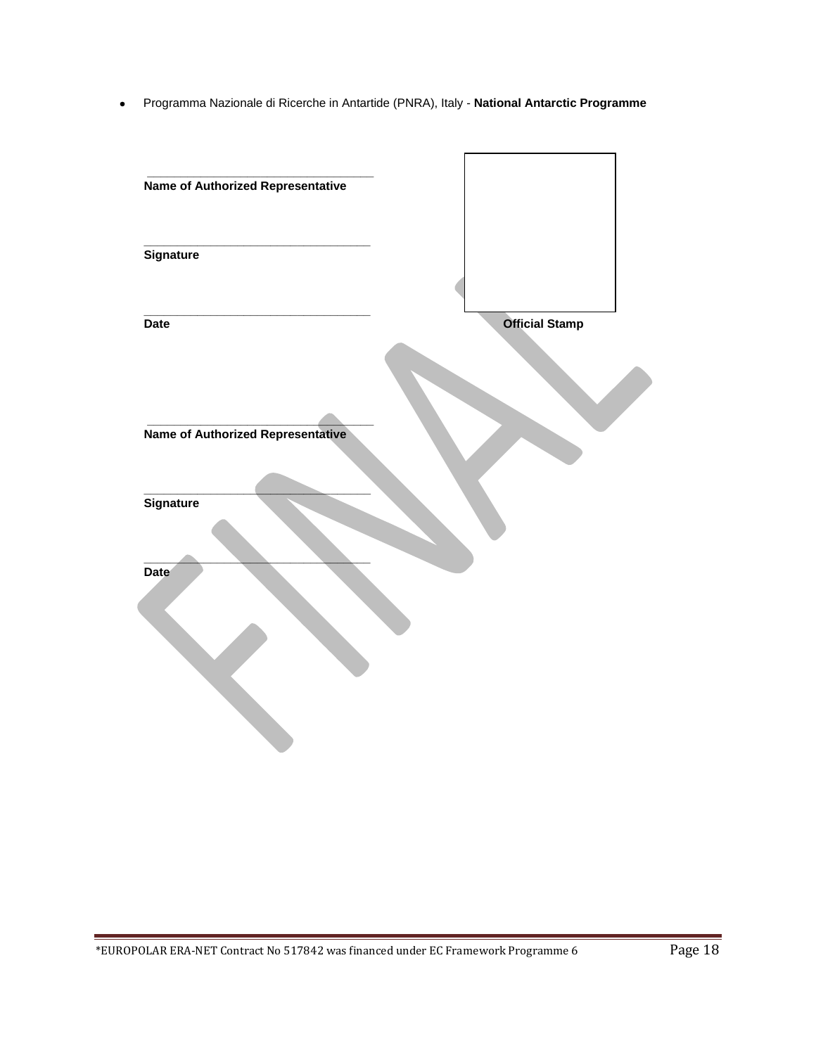- Programma Nazionale di Ricerche in Antartide (PNRA), Italy - **National Antarctic Programme**

\_\_\_\_\_\_\_\_\_\_\_\_\_\_\_\_\_\_\_\_\_\_\_\_\_\_\_\_\_\_\_\_\_\_\_\_

**Name of Authorized Representative**

\_\_\_\_\_\_\_\_\_\_\_\_\_\_\_\_\_\_\_\_\_\_\_\_\_\_\_\_\_\_\_\_\_\_\_\_

**Signature**

\_\_\_\_\_\_\_\_\_\_\_\_\_\_\_\_\_\_\_\_\_\_\_\_\_\_\_\_\_\_\_\_\_\_\_\_

**Date**

**Official Stamp**

\_\_\_\_\_\_\_\_\_\_\_\_\_\_\_\_\_\_\_\_\_\_\_\_\_\_\_\_\_\_\_\_\_\_\_\_

**Name of Authorized Representative**

\_\_\_\_\_\_\_\_\_\_\_\_\_\_\_\_\_\_\_\_\_\_\_\_\_\_\_\_\_\_\_\_\_\_\_\_

**Signature**

\_\_\_\_\_\_\_\_\_\_\_\_\_\_\_\_\_\_\_\_\_\_\_\_\_\_\_\_\_\_\_\_\_\_\_\_

**Date**

FINAL

*EUROPOLAR ERA-NET Contract No 517842 was financed under EC Framework Programme 6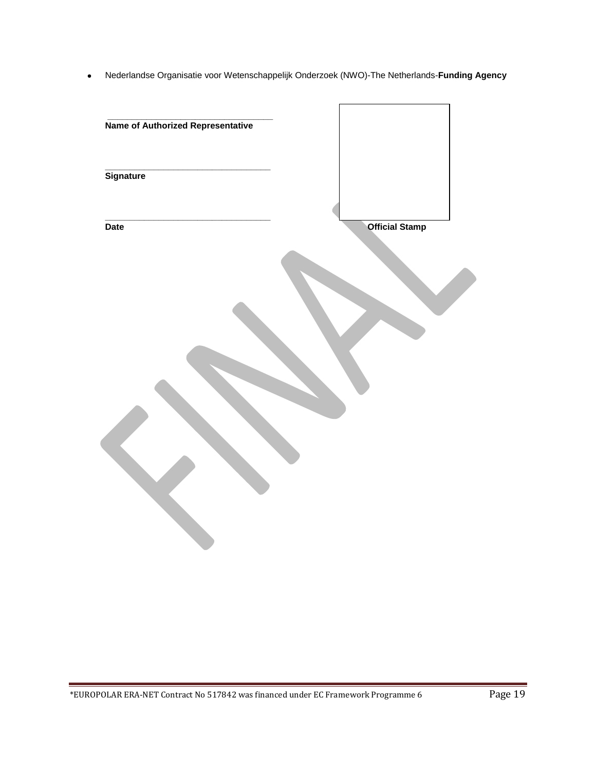- Nederlandse Organisatie voor Wetenschappelijk Onderzoek (NWO)-The Netherlands-**Funding Agency**

\_\_\_\_\_\_\_\_\_\_\_\_\_\_\_\_\_\_\_\_\_\_\_\_\_\_\_\_\_\_\_\_\_\_\_\_

**Name of Authorized Representative**

\_\_\_\_\_\_\_\_\_\_\_\_\_\_\_\_\_\_\_\_\_\_\_\_\_\_\_\_\_\_\_\_\_\_\_\_

**Signature**

\_\_\_\_\_\_\_\_\_\_\_\_\_\_\_\_\_\_\_\_\_\_\_\_\_\_\_\_\_\_\_\_\_\_\_\_

**Date**

**Official Stamp**

FINAL

\*EUROPOLAR ERA-NET Contract No 517842 was financed under EC Framework Programme 6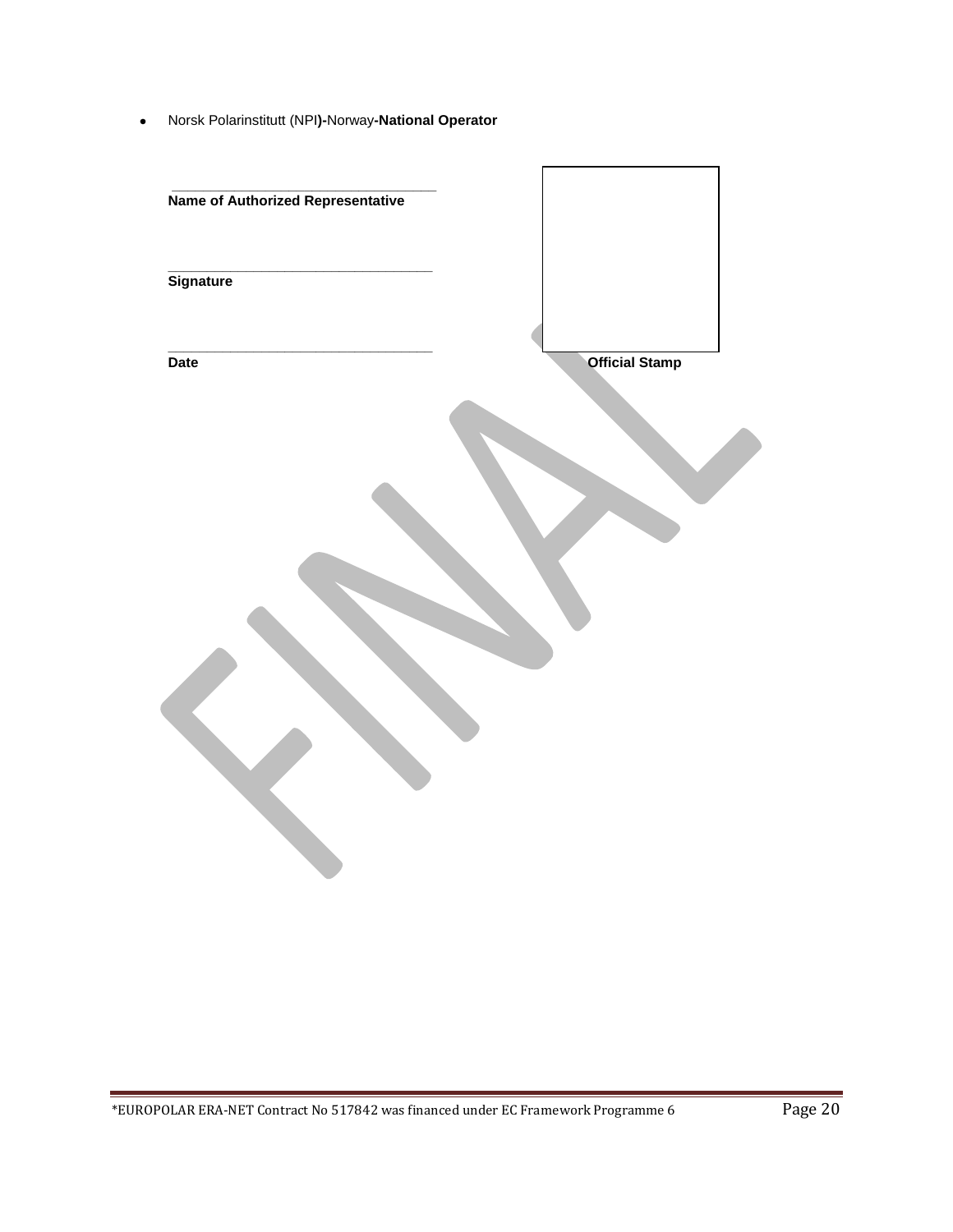- Norsk Polarinstitutt (NPI)-Norway-**National Operator**

\_\_\_\_\_\_\_\_\_\_\_\_\_\_\_\_\_\_\_\_\_\_\_\_\_\_\_\_\_\_\_\_\_\_
**Name of Authorized Representative**

\_\_\_\_\_\_\_\_\_\_\_\_\_\_\_\_\_\_\_\_\_\_\_\_\_\_\_\_\_\_\_\_\_\_
**Signature**

\_\_\_\_\_\_\_\_\_\_\_\_\_\_\_\_\_\_\_\_\_\_\_\_\_\_\_\_\_\_\_\_\_\_
**Date**

**Official Stamp**

FINAL

*EUROPOLAR ERA-NET Contract No 517842 was financed under EC Framework Programme 6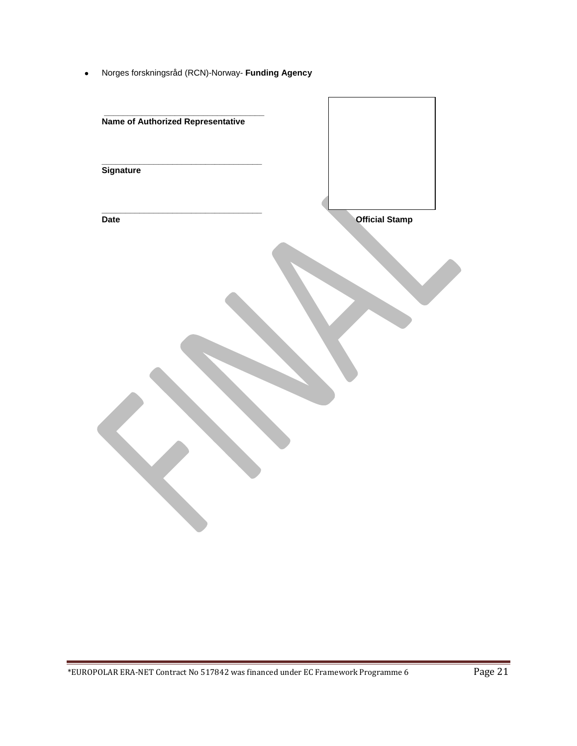- Norges forskningsråd (RCN)-Norway- **Funding Agency**

\_\_\_\_\_\_\_\_\_\_\_\_\_\_\_\_\_\_\_\_\_\_\_\_\_\_\_\_\_\_\_\_\_\_\_

**Name of Authorized Representative**

\_\_\_\_\_\_\_\_\_\_\_\_\_\_\_\_\_\_\_\_\_\_\_\_\_\_\_\_\_\_\_\_\_\_\_

**Signature**

\_\_\_\_\_\_\_\_\_\_\_\_\_\_\_\_\_\_\_\_\_\_\_\_\_\_\_\_\_\_\_\_\_\_\_

**Date**

**Official Stamp**

FINAL

\*EUROPOLAR ERA-NET Contract No 517842 was financed under EC Framework Programme 6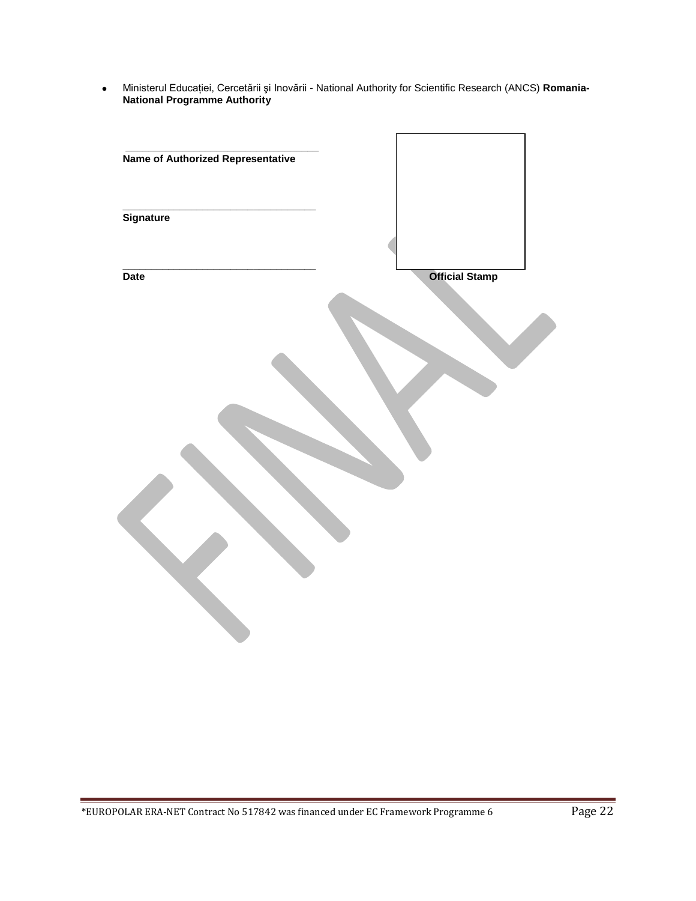- Ministerul Educației, Cercetării şi Inovării - National Authority for Scientific Research (ANCS) **Romania-National Programme Authority**

\_\_\_\_\_\_\_\_\_\_\_\_\_\_\_\_\_\_\_\_\_\_\_\_\_\_\_\_\_\_\_\_\_\_\_
**Name of Authorized Representative**

\_\_\_\_\_\_\_\_\_\_\_\_\_\_\_\_\_\_\_\_\_\_\_\_\_\_\_\_\_\_\_\_\_\_\_
**Signature**

\_\_\_\_\_\_\_\_\_\_\_\_\_\_\_\_\_\_\_\_\_\_\_\_\_\_\_\_\_\_\_\_\_\_\_
**Date**

**Official Stamp**

FINAL

\*EUROPOLAR ERA-NET Contract No 517842 was financed under EC Framework Programme 6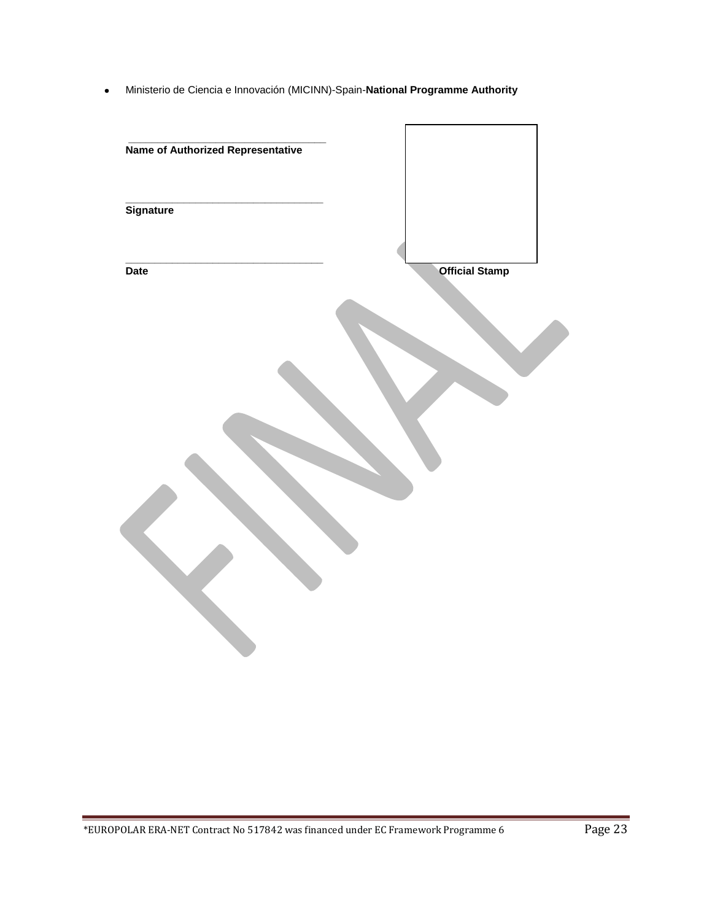- Ministerio de Ciencia e Innovación (MICINN)-Spain-**National Programme Authority**

\_\_\_\_\_\_\_\_\_\_\_\_\_\_\_\_\_\_\_\_\_\_\_\_\_\_\_\_\_\_\_\_\_\_\_
**Name of Authorized Representative**

\_\_\_\_\_\_\_\_\_\_\_\_\_\_\_\_\_\_\_\_\_\_\_\_\_\_\_\_\_\_\_\_\_\_\_
**Signature**

\_\_\_\_\_\_\_\_\_\_\_\_\_\_\_\_\_\_\_\_\_\_\_\_\_\_\_\_\_\_\_\_\_\_\_
**Date**

**Official Stamp**

FINAL

\*EUROPOLAR ERA-NET Contract No 517842 was financed under EC Framework Programme 6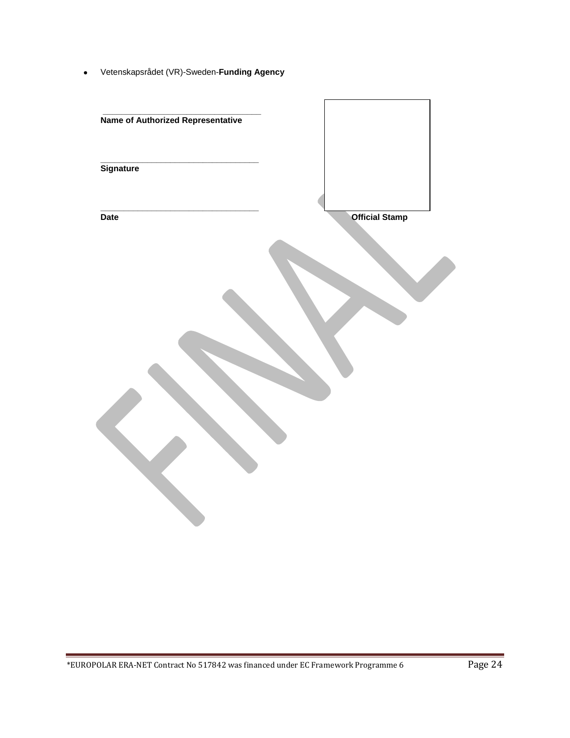- Vetenskapsrådet (VR)-Sweden-**Funding Agency**

\_\_\_\_\_\_\_\_\_\_\_\_\_\_\_\_\_\_\_\_\_\_\_\_\_\_\_\_\_\_\_\_\_\_\_\_

**Name of Authorized Representative**

\_\_\_\_\_\_\_\_\_\_\_\_\_\_\_\_\_\_\_\_\_\_\_\_\_\_\_\_\_\_\_\_\_\_\_\_

**Signature**

\_\_\_\_\_\_\_\_\_\_\_\_\_\_\_\_\_\_\_\_\_\_\_\_\_\_\_\_\_\_\_\_\_\_\_\_

**Date**

**Official Stamp**

FINAL

*EUROPOLAR ERA-NET Contract No 517842 was financed under EC Framework Programme 6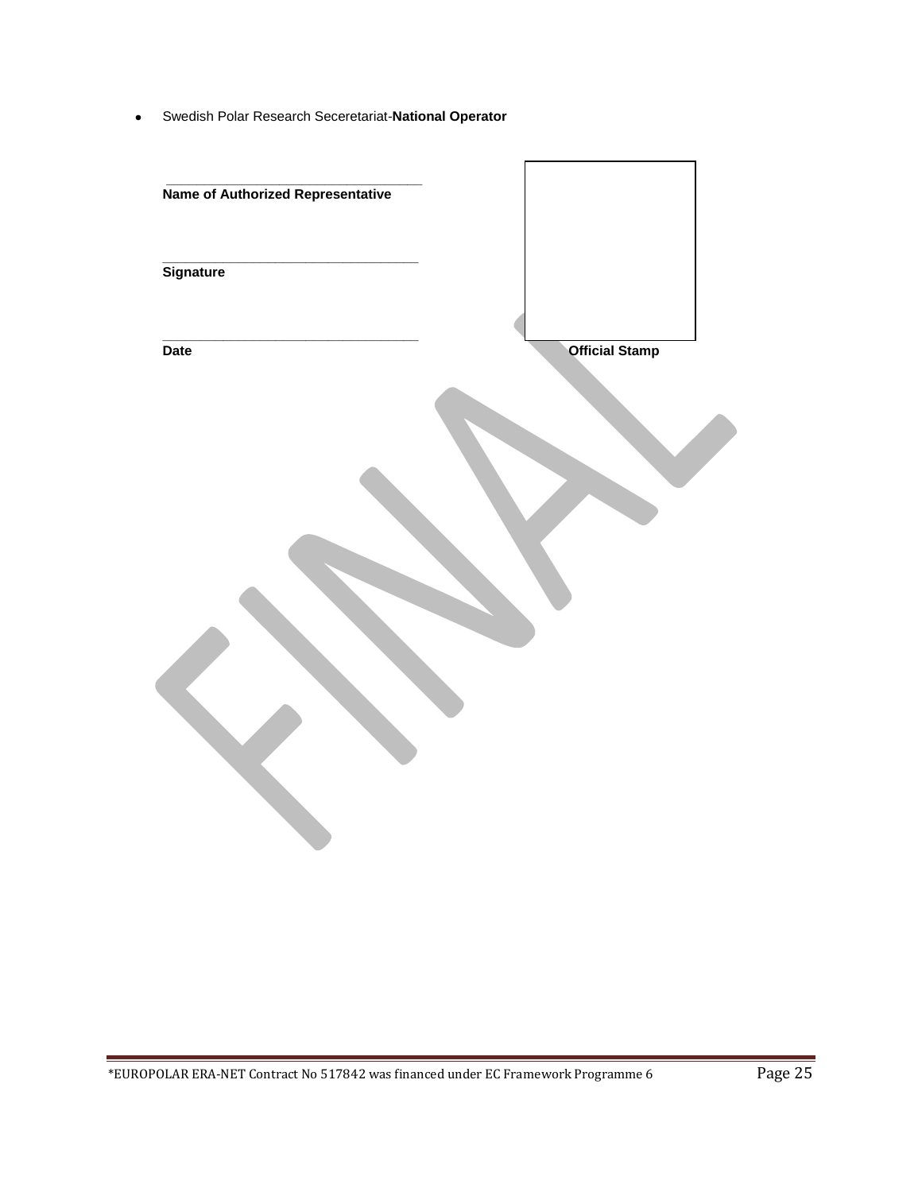- Swedish Polar Research Seceretariat-**National Operator**

\_\_\_\_\_\_\_\_\_\_\_\_\_\_\_\_\_\_\_\_\_\_\_\_\_\_\_\_\_\_\_\_\_\_

**Name of Authorized Representative**

\_\_\_\_\_\_\_\_\_\_\_\_\_\_\_\_\_\_\_\_\_\_\_\_\_\_\_\_\_\_\_\_\_\_

**Signature**

\_\_\_\_\_\_\_\_\_\_\_\_\_\_\_\_\_\_\_\_\_\_\_\_\_\_\_\_\_\_\_\_\_\_

**Date**

**Official Stamp**

\*EUROPOLAR ERA-NET Contract No 517842 was financed under EC Framework Programme 6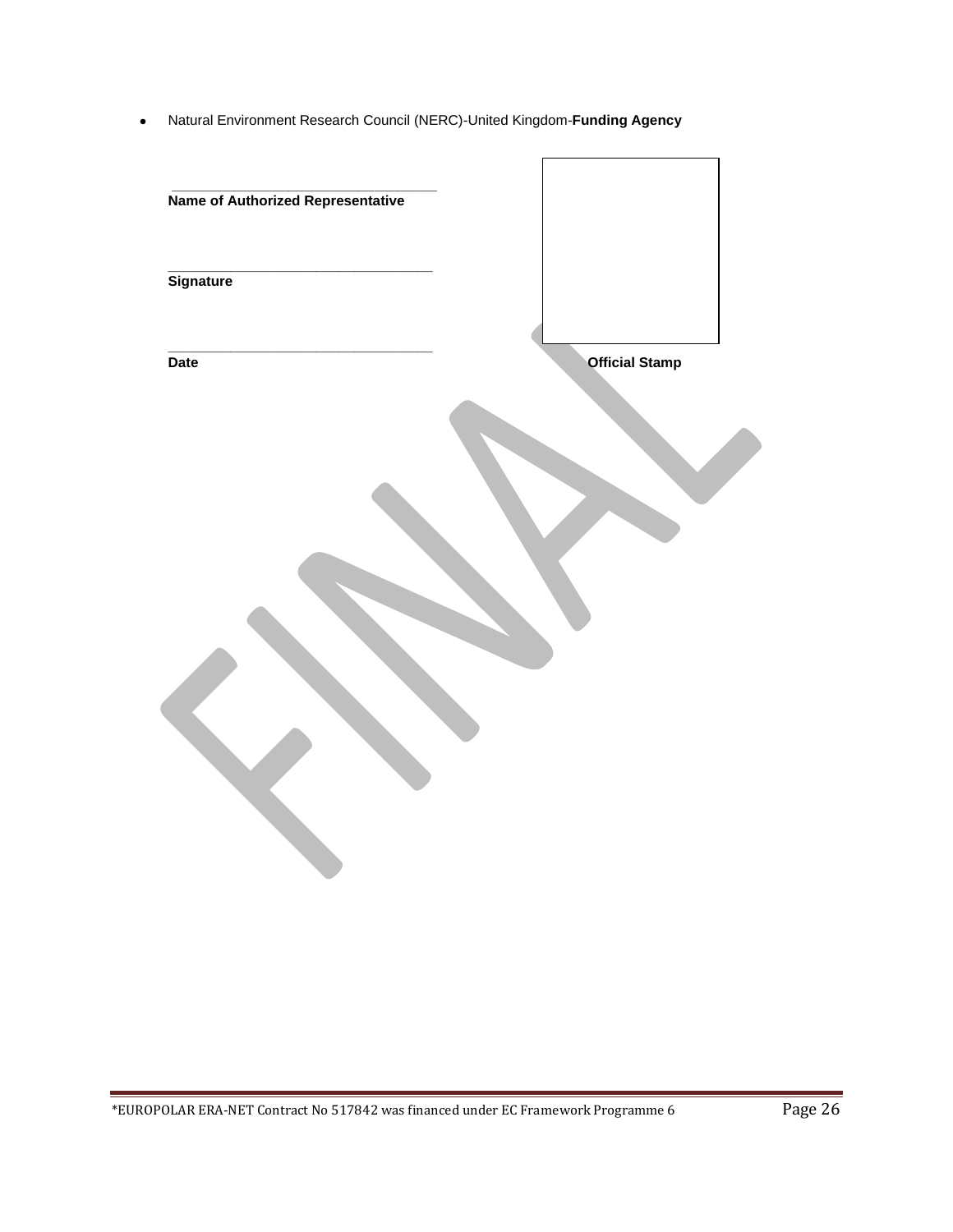- Natural Environment Research Council (NERC)-United Kingdom-**Funding Agency**

\_\_\_\_\_\_\_\_\_\_\_\_\_\_\_\_\_\_\_\_\_\_\_\_\_\_\_\_\_\_\_\_\_\_\_

**Name of Authorized Representative**

\_\_\_\_\_\_\_\_\_\_\_\_\_\_\_\_\_\_\_\_\_\_\_\_\_\_\_\_\_\_\_\_\_\_\_

**Signature**

\_\_\_\_\_\_\_\_\_\_\_\_\_\_\_\_\_\_\_\_\_\_\_\_\_\_\_\_\_\_\_\_\_\_\_

**Date**

**Official Stamp**

FINAL

*EUROPOLAR ERA-NET Contract No 517842 was financed under EC Framework Programme 6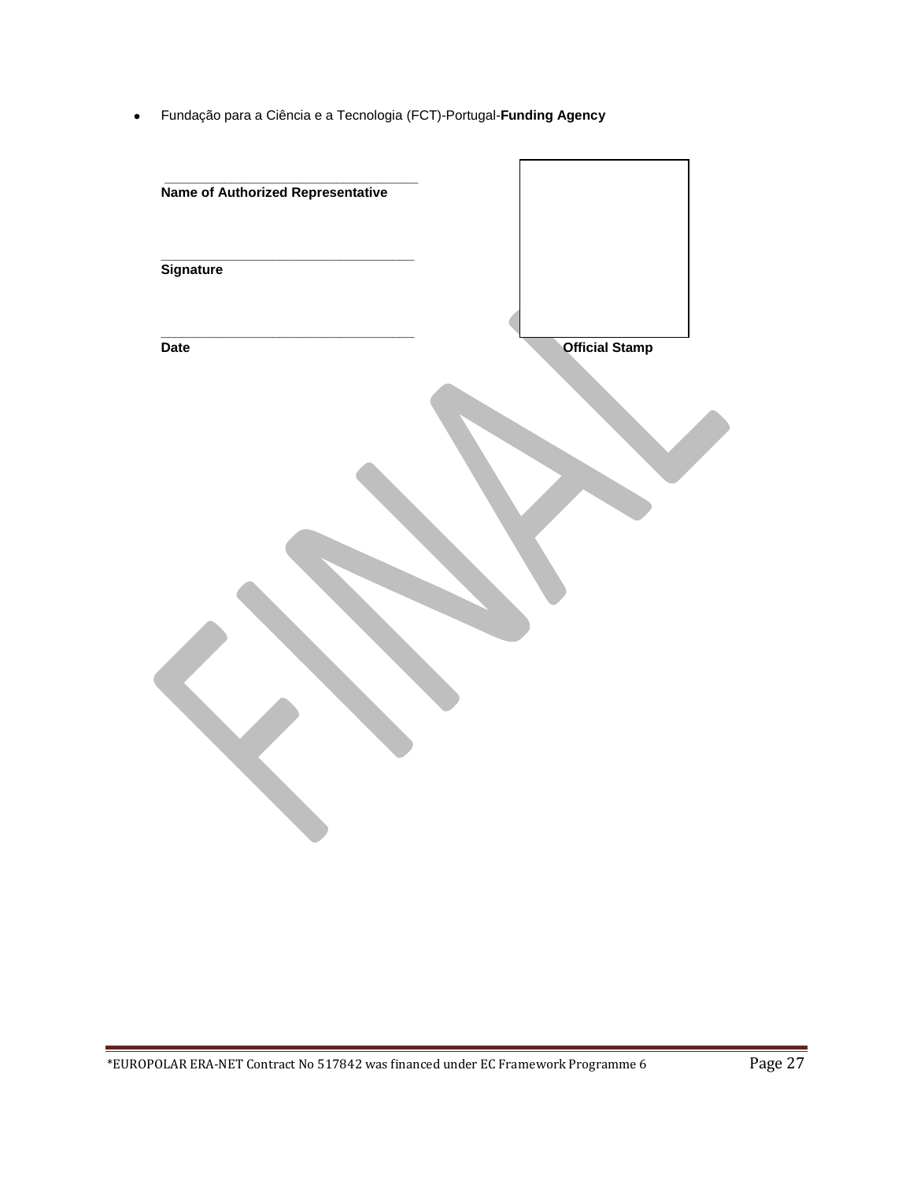- Fundação para a Ciência e a Tecnologia (FCT)-Portugal-**Funding Agency**

\_\_\_\_\_\_\_\_\_\_\_\_\_\_\_\_\_\_\_\_\_\_\_\_\_\_\_\_\_\_\_\_\_\_\_\_
**Name of Authorized Representative**

\_\_\_\_\_\_\_\_\_\_\_\_\_\_\_\_\_\_\_\_\_\_\_\_\_\_\_\_\_\_\_\_\_\_\_\_
**Signature**

\_\_\_\_\_\_\_\_\_\_\_\_\_\_\_\_\_\_\_\_\_\_\_\_\_\_\_\_\_\_\_\_\_\_\_\_
**Date**

**Official Stamp**

FINAL

\*EUROPOLAR ERA-NET Contract No 517842 was financed under EC Framework Programme 6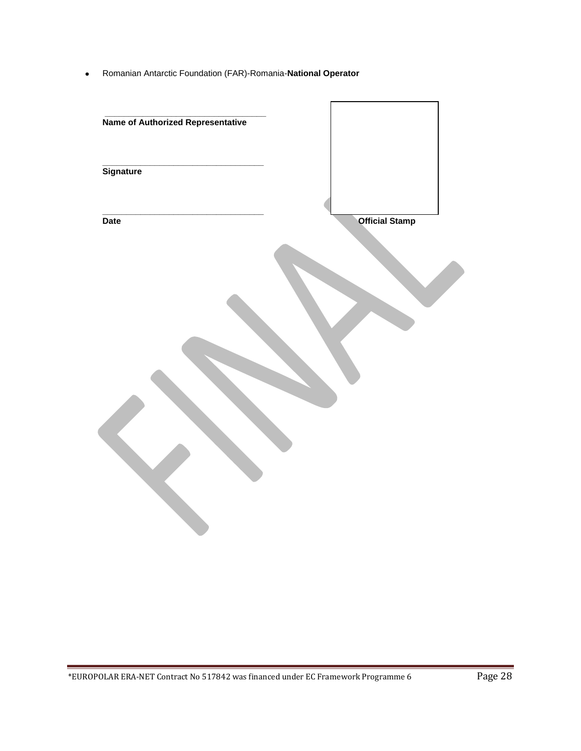- Romanian Antarctic Foundation (FAR)-Romania-**National Operator**

\_\_\_\_\_\_\_\_\_\_\_\_\_\_\_\_\_\_\_\_\_\_\_\_\_\_\_\_\_\_\_\_\_\_\_
**Name of Authorized Representative**

\_\_\_\_\_\_\_\_\_\_\_\_\_\_\_\_\_\_\_\_\_\_\_\_\_\_\_\_\_\_\_\_\_\_\_
**Signature**

\_\_\_\_\_\_\_\_\_\_\_\_\_\_\_\_\_\_\_\_\_\_\_\_\_\_\_\_\_\_\_\_\_\_\_
**Date**

**Official Stamp**

FINAL

\*EUROPOLAR ERA-NET Contract No 517842 was financed under EC Framework Programme 6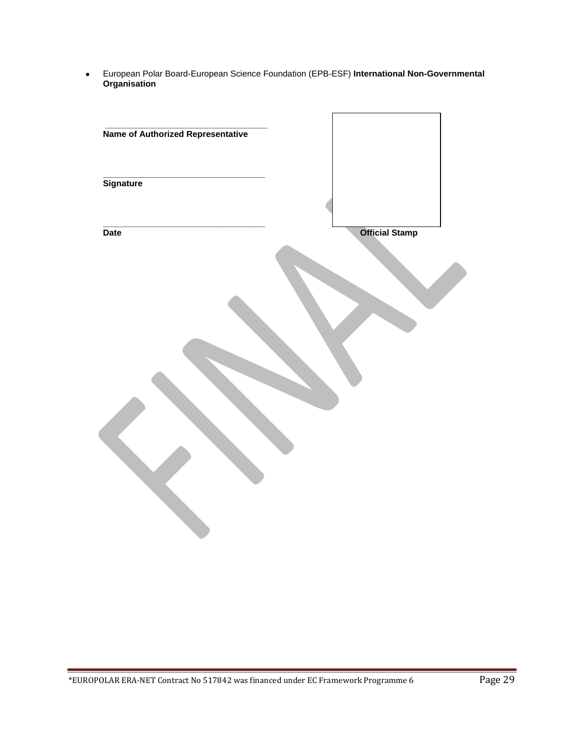- European Polar Board-European Science Foundation (EPB-ESF) **International Non-Governmental Organisation**

\_\_\_\_\_\_\_\_\_\_\_\_\_\_\_\_\_\_\_\_\_\_\_\_\_\_\_\_\_\_\_\_\_\_\_
**Name of Authorized Representative**

\_\_\_\_\_\_\_\_\_\_\_\_\_\_\_\_\_\_\_\_\_\_\_\_\_\_\_\_\_\_\_\_\_\_\_
**Signature**

\_\_\_\_\_\_\_\_\_\_\_\_\_\_\_\_\_\_\_\_\_\_\_\_\_\_\_\_\_\_\_\_\_\_\_
**Date**

**Official Stamp**

FINAL

*EUROPOLAR ERA-NET Contract No 517842 was financed under EC Framework Programme 6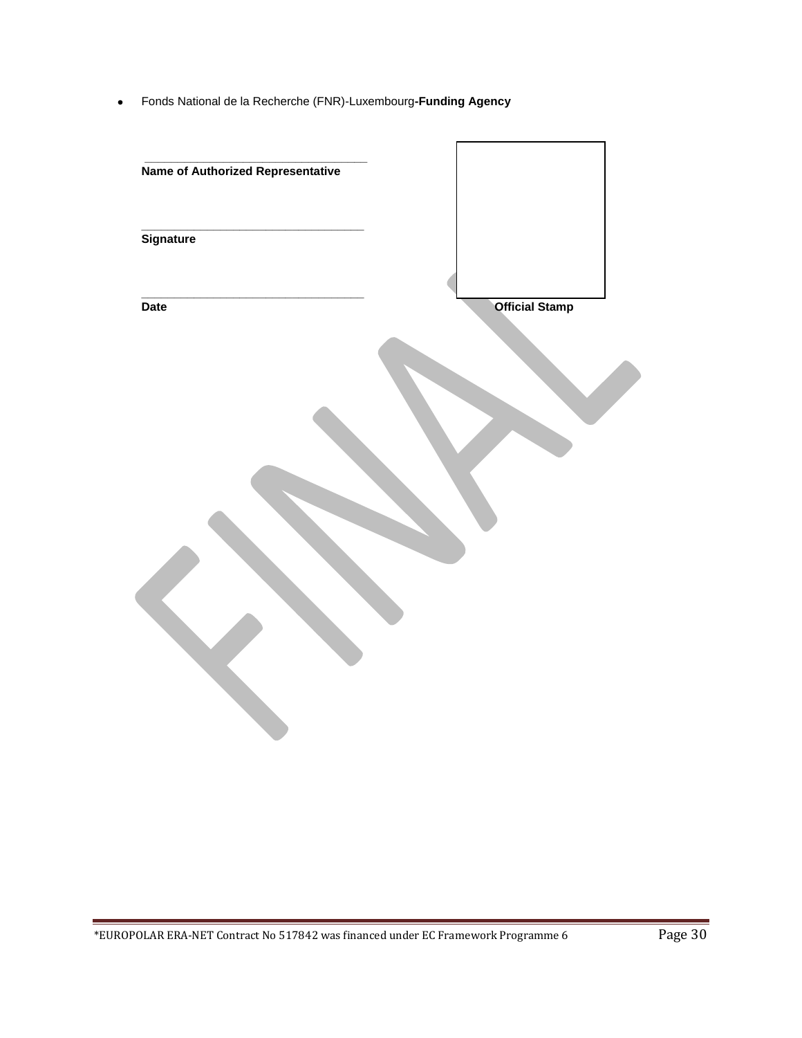- Fonds National de la Recherche (FNR)-Luxembourg**-Funding Agency**

\_\_\_\_\_\_\_\_\_\_\_\_\_\_\_\_\_\_\_\_\_\_\_\_\_\_\_\_\_\_\_\_\_\_\_

**Name of Authorized Representative**

\_\_\_\_\_\_\_\_\_\_\_\_\_\_\_\_\_\_\_\_\_\_\_\_\_\_\_\_\_\_\_\_\_\_\_

**Signature**

\_\_\_\_\_\_\_\_\_\_\_\_\_\_\_\_\_\_\_\_\_\_\_\_\_\_\_\_\_\_\_\_\_\_\_

**Date**

**Official Stamp**

FINAL

\*EUROPOLAR ERA-NET Contract No 517842 was financed under EC Framework Programme 6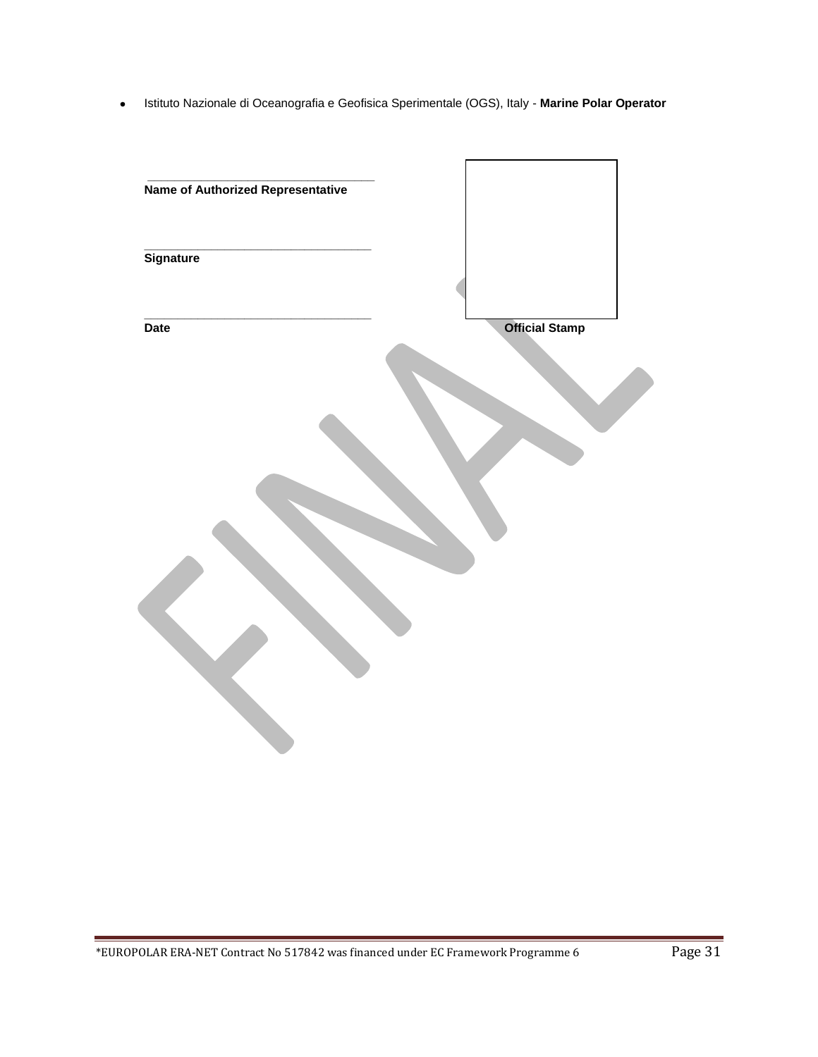- Istituto Nazionale di Oceanografia e Geofisica Sperimentale (OGS), Italy - **Marine Polar Operator**

___________________________________
**Name of Authorized Representative**

___________________________________
**Signature**

___________________________________
**Date**

**Official Stamp**

FINAL

*EUROPOLAR ERA-NET Contract No 517842 was financed under EC Framework Programme 6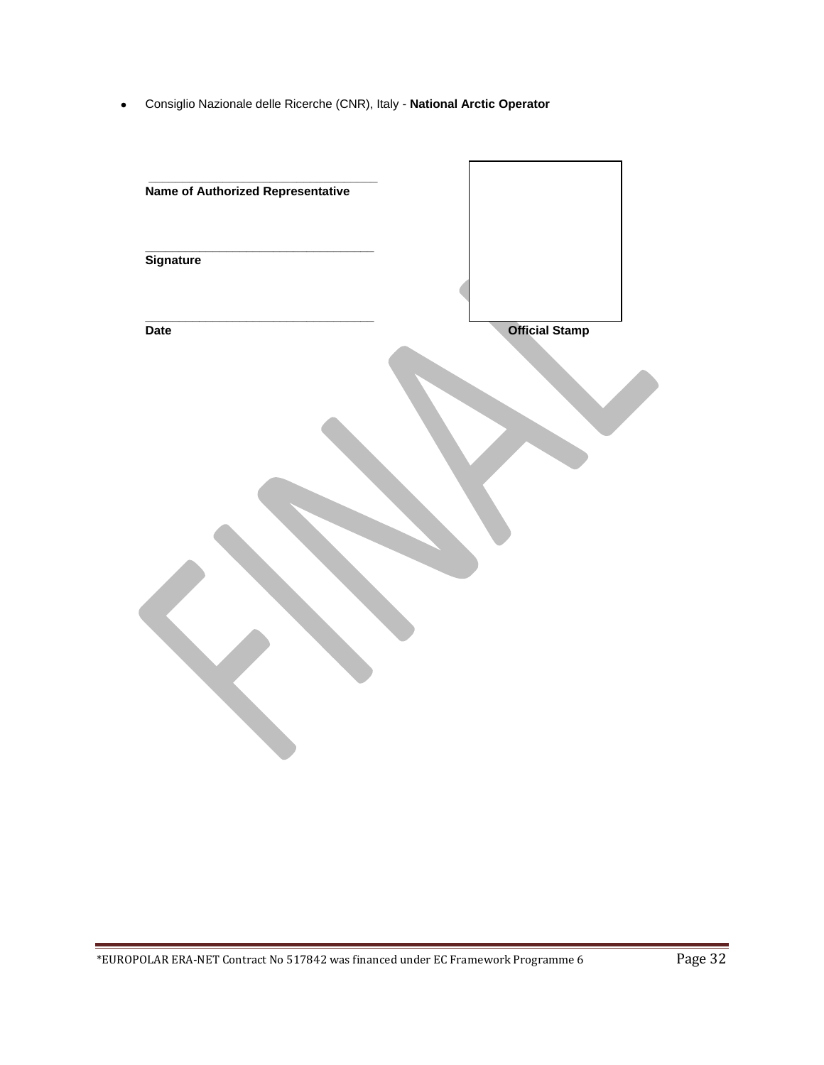- Consiglio Nazionale delle Ricerche (CNR), Italy - **National Arctic Operator**

\_\_\_\_\_\_\_\_\_\_\_\_\_\_\_\_\_\_\_\_\_\_\_\_\_\_\_\_\_\_\_\_\_\_\_
**Name of Authorized Representative**

\_\_\_\_\_\_\_\_\_\_\_\_\_\_\_\_\_\_\_\_\_\_\_\_\_\_\_\_\_\_\_\_\_\_\_
**Signature**

\_\_\_\_\_\_\_\_\_\_\_\_\_\_\_\_\_\_\_\_\_\_\_\_\_\_\_\_\_\_\_\_\_\_\_
**Date**

**Official Stamp**

FINAL

\*EUROPOLAR ERA-NET Contract No 517842 was financed under EC Framework Programme 6